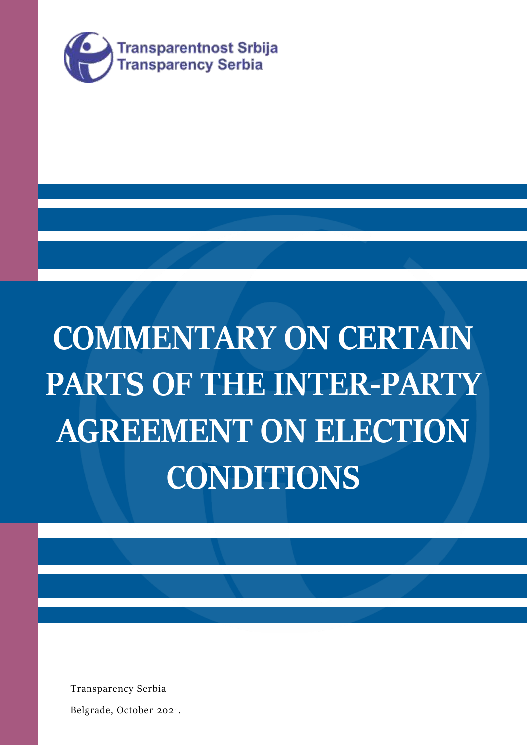Transparentnost Srbija
Transparency Serbia

# COMMENTARY ON CERTAIN PARTS OF THE INTER-PARTY AGREEMENT ON ELECTION CONDITIONS

Transparency Serbia

Belgrade, October 2021.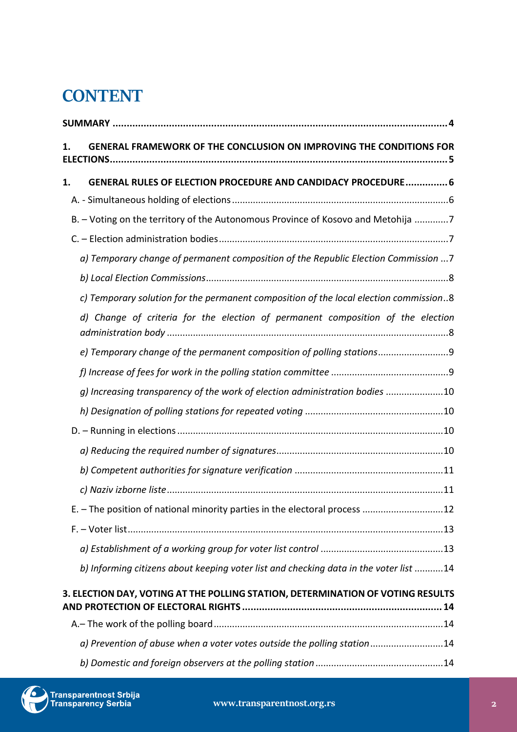# CONTENT

**SUMMARY** .......................................................................................................................... **4**

**1. GENERAL FRAMEWORK OF THE CONCLUSION ON IMPROVING THE CONDITIONS FOR ELECTIONS** ........................................................................................................................... **5**

**1. GENERAL RULES OF ELECTION PROCEDURE AND CANDIDACY PROCEDURE** ............... **6**

A. - Simultaneous holding of elections .................................................................................. 6

B. – Voting on the territory of the Autonomous Province of Kosovo and Metohija ............. 7

C. – Election administration bodies ....................................................................................... 7

*a) Temporary change of permanent composition of the Republic Election Commission* ... 7

*b) Local Election Commissions* ............................................................................................. 8

*c) Temporary solution for the permanent composition of the local election commission* .. 8

*d) Change of criteria for the election of permanent composition of the election administration body* ............................................................................................................ 8

*e) Temporary change of the permanent composition of polling stations* ........................... 9

*f) Increase of fees for work in the polling station committee* ............................................. 9

*g) Increasing transparency of the work of election administration bodies* ...................... 10

*h) Designation of polling stations for repeated voting* ...................................................... 10

D. – Running in elections ...................................................................................................... 10

*a) Reducing the required number of signatures* ................................................................ 10

*b) Competent authorities for signature verification* ......................................................... 11

*c) Naziv izborne liste* ........................................................................................................... 11

E. – The position of national minority parties in the electoral process ............................... 12

F. – Voter list ........................................................................................................................ 13

*a) Establishment of a working group for voter list control* ............................................... 13

*b) Informing citizens about keeping voter list and checking data in the voter list* ........... 14

**3. ELECTION DAY, VOTING AT THE POLLING STATION, DETERMINATION OF VOTING RESULTS AND PROTECTION OF ELECTORAL RIGHTS** ....................................................................... **14**

A.– The work of the polling board ....................................................................................... 14

*a) Prevention of abuse when a voter votes outside the polling station* ............................ 14

*b) Domestic and foreign observers at the polling station* ................................................. 14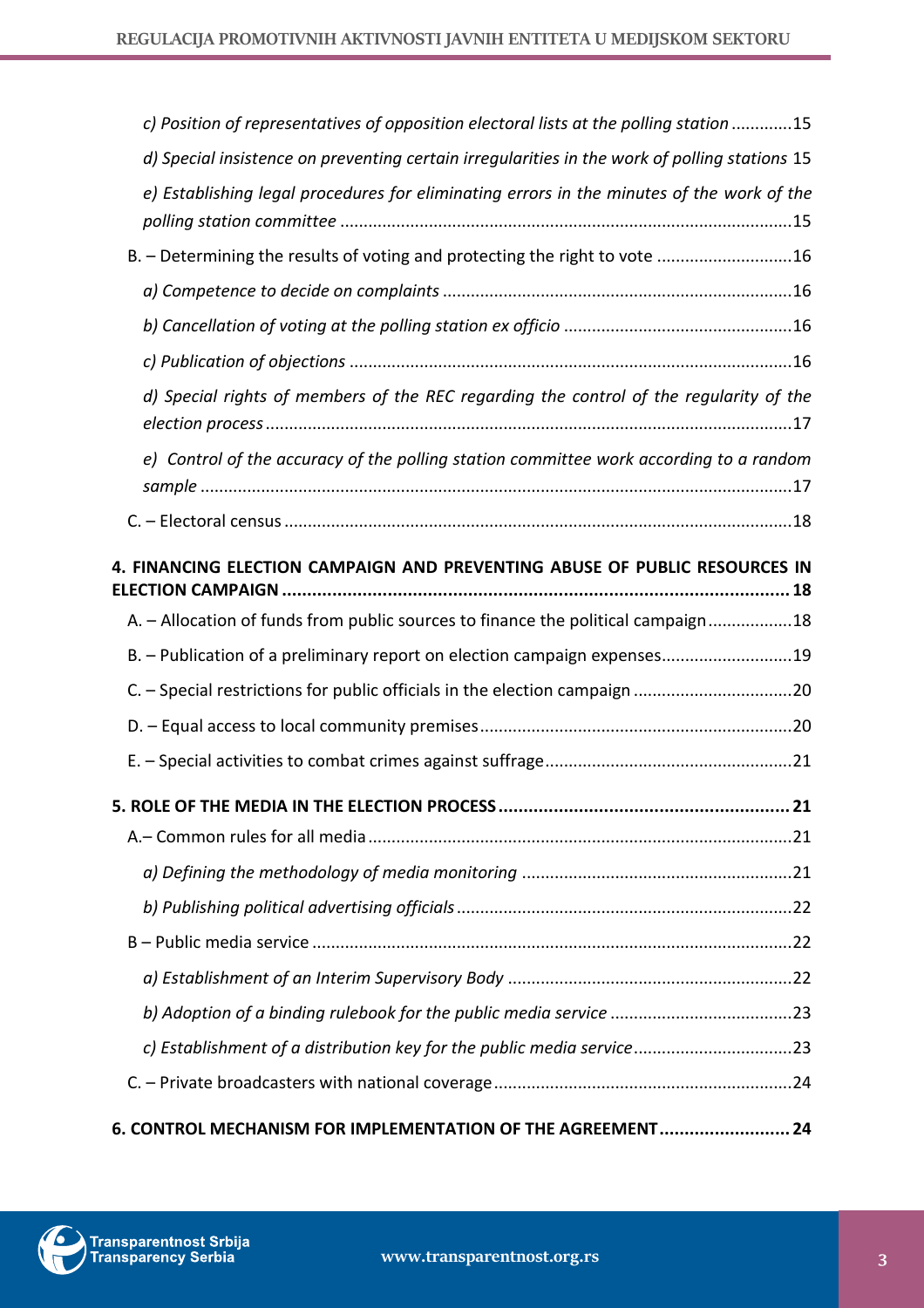*c) Position of representatives of opposition electoral lists at the polling station* .............15

*d) Special insistence on preventing certain irregularities in the work of polling stations* 15

*e) Establishing legal procedures for eliminating errors in the minutes of the work of the polling station committee* ................................................................................................15

B. – Determining the results of voting and protecting the right to vote .............................16

*a) Competence to decide on complaints* ..........................................................................16

*b) Cancellation of voting at the polling station ex officio* ................................................16

*c) Publication of objections* .............................................................................................16

*d) Special rights of members of the REC regarding the control of the regularity of the election process* ................................................................................................................17

*e) Control of the accuracy of the polling station committee work according to a random sample* .............................................................................................................................17

C. – Electoral census ............................................................................................................18

**4. FINANCING ELECTION CAMPAIGN AND PREVENTING ABUSE OF PUBLIC RESOURCES IN ELECTION CAMPAIGN ..................................................................................................... 18**

A. – Allocation of funds from public sources to finance the political campaign..................18

B. – Publication of a preliminary report on election campaign expenses............................19

C. – Special restrictions for public officials in the election campaign ..................................20

D. – Equal access to local community premises..................................................................20

E. – Special activities to combat crimes against suffrage.....................................................21

**5. ROLE OF THE MEDIA IN THE ELECTION PROCESS .......................................................... 21**

A.– Common rules for all media..........................................................................................21

*a) Defining the methodology of media monitoring* .........................................................21

*b) Publishing political advertising officials* .......................................................................22

B – Public media service .......................................................................................................22

*a) Establishment of an Interim Supervisory Body* ............................................................22

*b) Adoption of a binding rulebook for the public media service* ......................................23

*c) Establishment of a distribution key for the public media service* .................................23

C. – Private broadcasters with national coverage................................................................24

**6. CONTROL MECHANISM FOR IMPLEMENTATION OF THE AGREEMENT.......................... 24**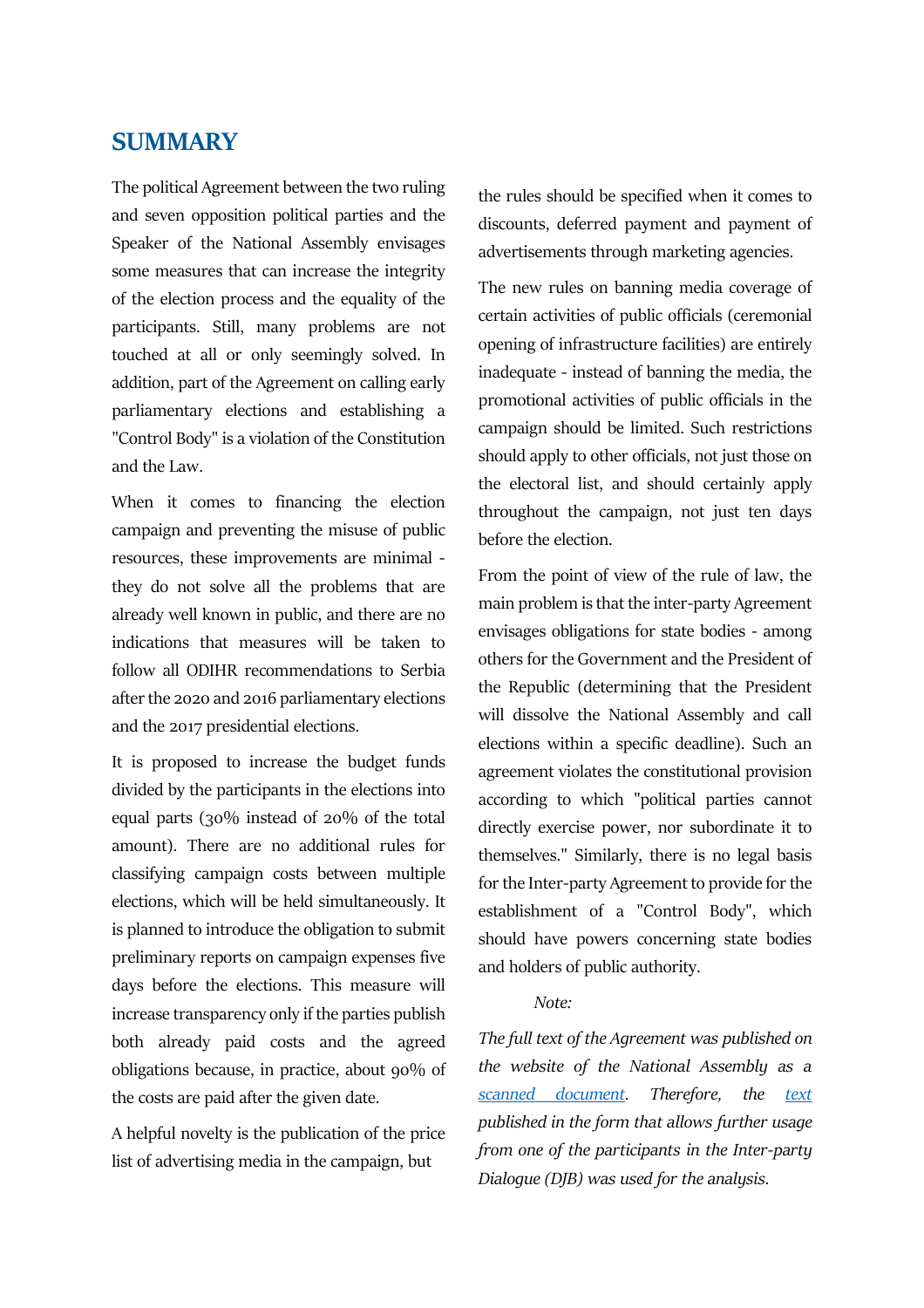# SUMMARY

The political Agreement between the two ruling and seven opposition political parties and the Speaker of the National Assembly envisages some measures that can increase the integrity of the election process and the equality of the participants. Still, many problems are not touched at all or only seemingly solved. In addition, part of the Agreement on calling early parliamentary elections and establishing a "Control Body" is a violation of the Constitution and the Law.

When it comes to financing the election campaign and preventing the misuse of public resources, these improvements are minimal - they do not solve all the problems that are already well known in public, and there are no indications that measures will be taken to follow all ODIHR recommendations to Serbia after the 2020 and 2016 parliamentary elections and the 2017 presidential elections.

It is proposed to increase the budget funds divided by the participants in the elections into equal parts (30% instead of 20% of the total amount). There are no additional rules for classifying campaign costs between multiple elections, which will be held simultaneously. It is planned to introduce the obligation to submit preliminary reports on campaign expenses five days before the elections. This measure will increase transparency only if the parties publish both already paid costs and the agreed obligations because, in practice, about 90% of the costs are paid after the given date.

A helpful novelty is the publication of the price list of advertising media in the campaign, but the rules should be specified when it comes to discounts, deferred payment and payment of advertisements through marketing agencies.

The new rules on banning media coverage of certain activities of public officials (ceremonial opening of infrastructure facilities) are entirely inadequate - instead of banning the media, the promotional activities of public officials in the campaign should be limited. Such restrictions should apply to other officials, not just those on the electoral list, and should certainly apply throughout the campaign, not just ten days before the election.

From the point of view of the rule of law, the main problem is that the inter-party Agreement envisages obligations for state bodies - among others for the Government and the President of the Republic (determining that the President will dissolve the National Assembly and call elections within a specific deadline). Such an agreement violates the constitutional provision according to which "political parties cannot directly exercise power, nor subordinate it to themselves." Similarly, there is no legal basis for the Inter-party Agreement to provide for the establishment of a "Control Body", which should have powers concerning state bodies and holders of public authority.

*Note:*

*The full text of the Agreement was published on the website of the National Assembly as a scanned document. Therefore, the text published in the form that allows further usage from one of the participants in the Inter-party Dialogue (DJB) was used for the analysis.*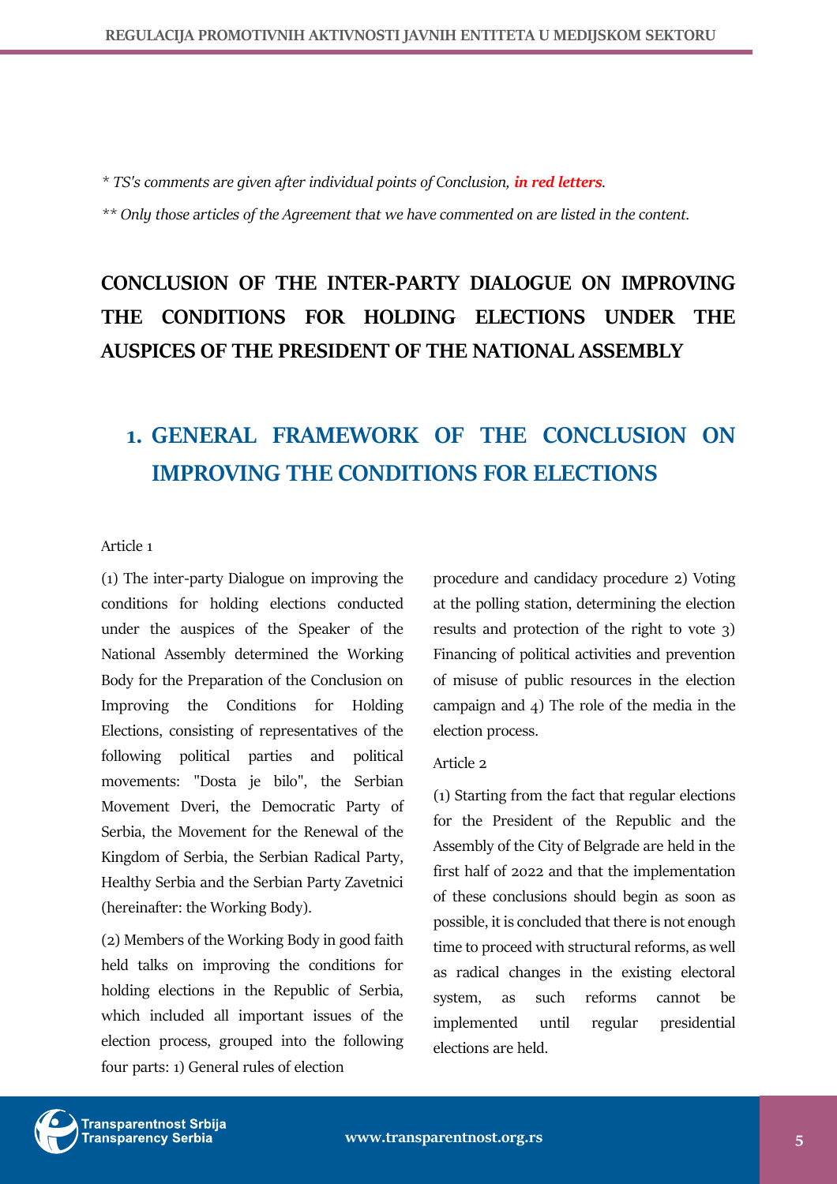*\* TS's comments are given after individual points of Conclusion, **in red letters**.*

*\*\* Only those articles of the Agreement that we have commented on are listed in the content.*

# CONCLUSION OF THE INTER-PARTY DIALOGUE ON IMPROVING THE CONDITIONS FOR HOLDING ELECTIONS UNDER THE AUSPICES OF THE PRESIDENT OF THE NATIONAL ASSEMBLY

## 1. GENERAL FRAMEWORK OF THE CONCLUSION ON IMPROVING THE CONDITIONS FOR ELECTIONS

Article 1

(1) The inter-party Dialogue on improving the conditions for holding elections conducted under the auspices of the Speaker of the National Assembly determined the Working Body for the Preparation of the Conclusion on Improving the Conditions for Holding Elections, consisting of representatives of the following political parties and political movements: "Dosta je bilo", the Serbian Movement Dveri, the Democratic Party of Serbia, the Movement for the Renewal of the Kingdom of Serbia, the Serbian Radical Party, Healthy Serbia and the Serbian Party Zavetnici (hereinafter: the Working Body).

(2) Members of the Working Body in good faith held talks on improving the conditions for holding elections in the Republic of Serbia, which included all important issues of the election process, grouped into the following four parts: 1) General rules of election procedure and candidacy procedure 2) Voting at the polling station, determining the election results and protection of the right to vote 3) Financing of political activities and prevention of misuse of public resources in the election campaign and 4) The role of the media in the election process.

Article 2

(1) Starting from the fact that regular elections for the President of the Republic and the Assembly of the City of Belgrade are held in the first half of 2022 and that the implementation of these conclusions should begin as soon as possible, it is concluded that there is not enough time to proceed with structural reforms, as well as radical changes in the existing electoral system, as such reforms cannot be implemented until regular presidential elections are held.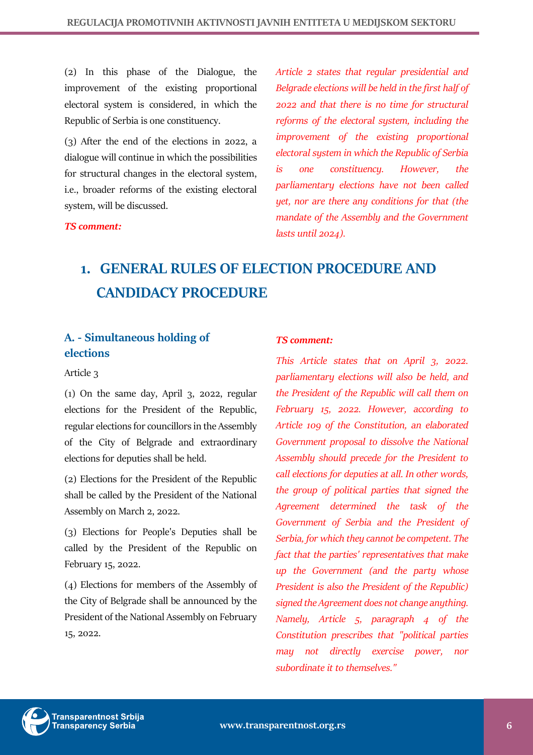(2) In this phase of the Dialogue, the improvement of the existing proportional electoral system is considered, in which the Republic of Serbia is one constituency.

(3) After the end of the elections in 2022, a dialogue will continue in which the possibilities for structural changes in the electoral system, i.e., broader reforms of the existing electoral system, will be discussed.

***TS comment:***

*Article 2 states that regular presidential and Belgrade elections will be held in the first half of 2022 and that there is no time for structural reforms of the electoral system, including the improvement of the existing proportional electoral system in which the Republic of Serbia is one constituency. However, the parliamentary elections have not been called yet, nor are there any conditions for that (the mandate of the Assembly and the Government lasts until 2024).*

# 1. GENERAL RULES OF ELECTION PROCEDURE AND CANDIDACY PROCEDURE

## A. - Simultaneous holding of elections

Article 3

(1) On the same day, April 3, 2022, regular elections for the President of the Republic, regular elections for councillors in the Assembly of the City of Belgrade and extraordinary elections for deputies shall be held.

(2) Elections for the President of the Republic shall be called by the President of the National Assembly on March 2, 2022.

(3) Elections for People's Deputies shall be called by the President of the Republic on February 15, 2022.

(4) Elections for members of the Assembly of the City of Belgrade shall be announced by the President of the National Assembly on February 15, 2022.

***TS comment:***

*This Article states that on April 3, 2022. parliamentary elections will also be held, and the President of the Republic will call them on February 15, 2022. However, according to Article 109 of the Constitution, an elaborated Government proposal to dissolve the National Assembly should precede for the President to call elections for deputies at all. In other words, the group of political parties that signed the Agreement determined the task of the Government of Serbia and the President of Serbia, for which they cannot be competent. The fact that the parties' representatives that make up the Government (and the party whose President is also the President of the Republic) signed the Agreement does not change anything. Namely, Article 5, paragraph 4 of the Constitution prescribes that "political parties may not directly exercise power, nor subordinate it to themselves."*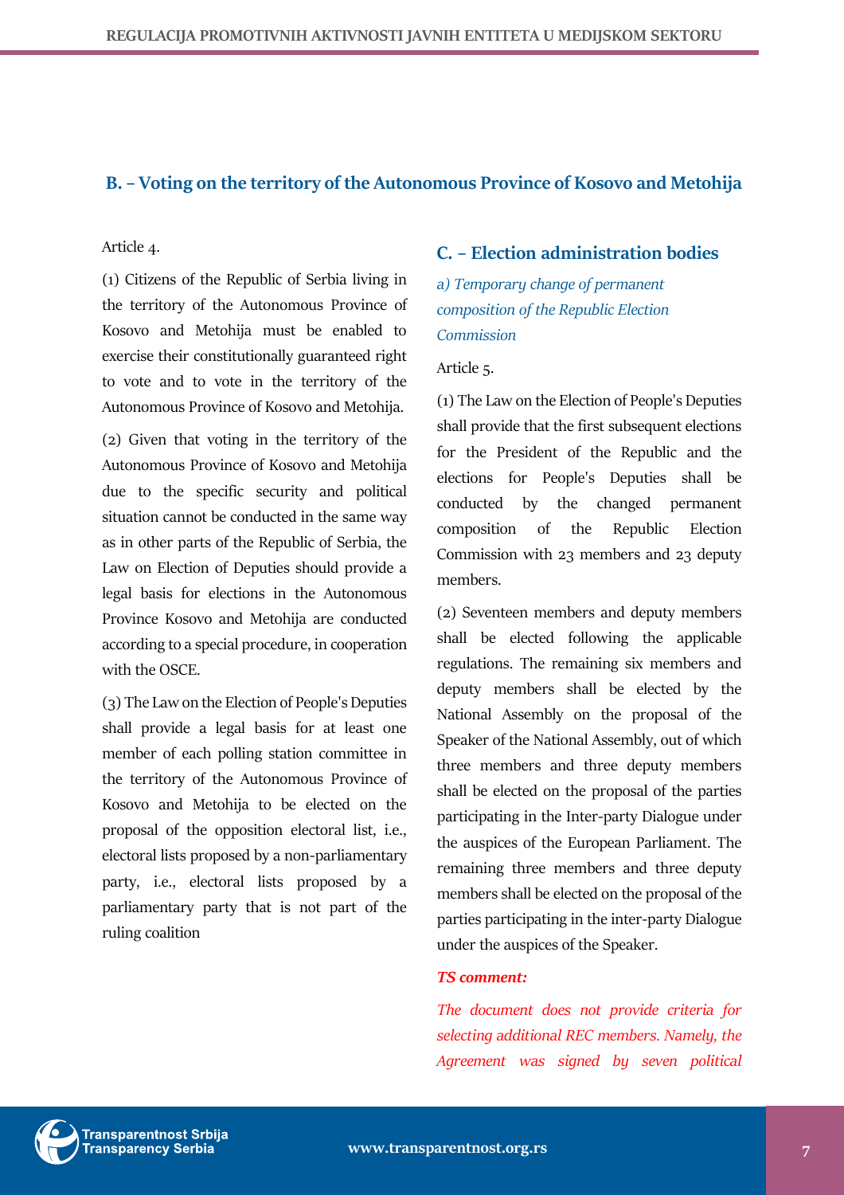## B. – Voting on the territory of the Autonomous Province of Kosovo and Metohija

Article 4.

(1) Citizens of the Republic of Serbia living in the territory of the Autonomous Province of Kosovo and Metohija must be enabled to exercise their constitutionally guaranteed right to vote and to vote in the territory of the Autonomous Province of Kosovo and Metohija.

(2) Given that voting in the territory of the Autonomous Province of Kosovo and Metohija due to the specific security and political situation cannot be conducted in the same way as in other parts of the Republic of Serbia, the Law on Election of Deputies should provide a legal basis for elections in the Autonomous Province Kosovo and Metohija are conducted according to a special procedure, in cooperation with the OSCE.

(3) The Law on the Election of People's Deputies shall provide a legal basis for at least one member of each polling station committee in the territory of the Autonomous Province of Kosovo and Metohija to be elected on the proposal of the opposition electoral list, i.e., electoral lists proposed by a non-parliamentary party, i.e., electoral lists proposed by a parliamentary party that is not part of the ruling coalition

## C. – Election administration bodies

*a) Temporary change of permanent composition of the Republic Election Commission*

Article 5.

(1) The Law on the Election of People's Deputies shall provide that the first subsequent elections for the President of the Republic and the elections for People's Deputies shall be conducted by the changed permanent composition of the Republic Election Commission with 23 members and 23 deputy members.

(2) Seventeen members and deputy members shall be elected following the applicable regulations. The remaining six members and deputy members shall be elected by the National Assembly on the proposal of the Speaker of the National Assembly, out of which three members and three deputy members shall be elected on the proposal of the parties participating in the Inter-party Dialogue under the auspices of the European Parliament. The remaining three members and three deputy members shall be elected on the proposal of the parties participating in the inter-party Dialogue under the auspices of the Speaker.

***TS comment:***

*The document does not provide criteria for selecting additional REC members. Namely, the Agreement was signed by seven political*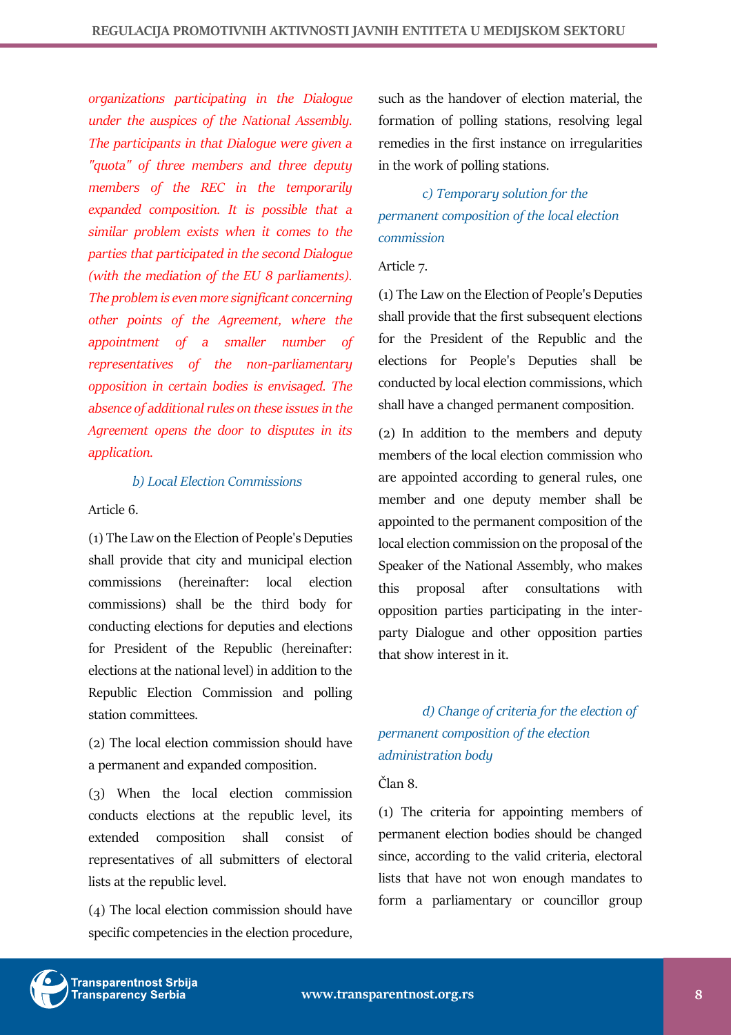*organizations participating in the Dialogue under the auspices of the National Assembly. The participants in that Dialogue were given a "quota" of three members and three deputy members of the REC in the temporarily expanded composition. It is possible that a similar problem exists when it comes to the parties that participated in the second Dialogue (with the mediation of the EU 8 parliaments). The problem is even more significant concerning other points of the Agreement, where the appointment of a smaller number of representatives of the non-parliamentary opposition in certain bodies is envisaged. The absence of additional rules on these issues in the Agreement opens the door to disputes in its application.*

### *b) Local Election Commissions*

Article 6.

(1) The Law on the Election of People's Deputies shall provide that city and municipal election commissions (hereinafter: local election commissions) shall be the third body for conducting elections for deputies and elections for President of the Republic (hereinafter: elections at the national level) in addition to the Republic Election Commission and polling station committees.

(2) The local election commission should have a permanent and expanded composition.

(3) When the local election commission conducts elections at the republic level, its extended composition shall consist of representatives of all submitters of electoral lists at the republic level.

(4) The local election commission should have specific competencies in the election procedure, such as the handover of election material, the formation of polling stations, resolving legal remedies in the first instance on irregularities in the work of polling stations.

### *c) Temporary solution for the permanent composition of the local election commission*

Article 7.

(1) The Law on the Election of People's Deputies shall provide that the first subsequent elections for the President of the Republic and the elections for People's Deputies shall be conducted by local election commissions, which shall have a changed permanent composition.

(2) In addition to the members and deputy members of the local election commission who are appointed according to general rules, one member and one deputy member shall be appointed to the permanent composition of the local election commission on the proposal of the Speaker of the National Assembly, who makes this proposal after consultations with opposition parties participating in the inter-party Dialogue and other opposition parties that show interest in it.

### *d) Change of criteria for the election of permanent composition of the election administration body*

Član 8.

(1) The criteria for appointing members of permanent election bodies should be changed since, according to the valid criteria, electoral lists that have not won enough mandates to form a parliamentary or councillor group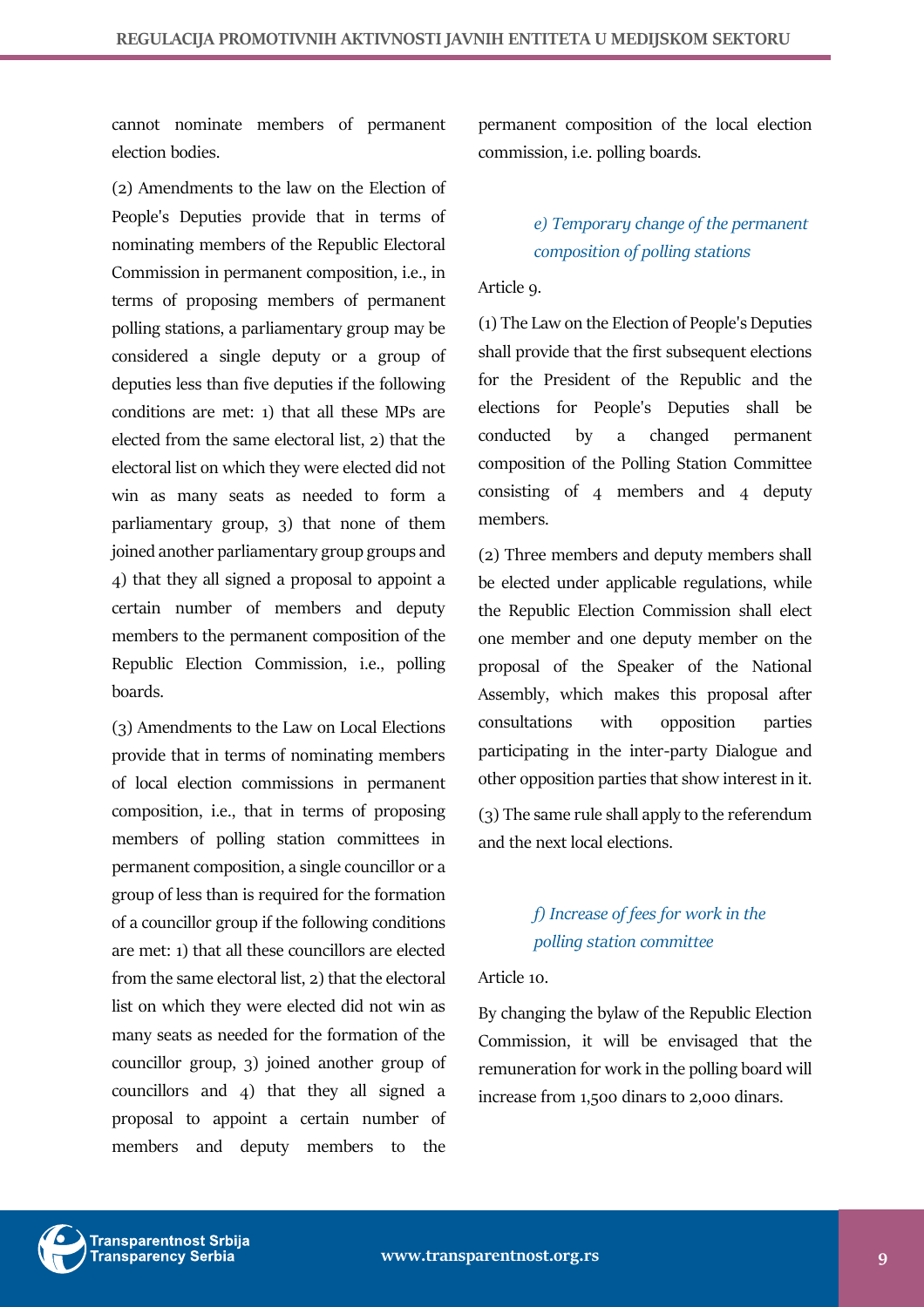cannot nominate members of permanent election bodies.

(2) Amendments to the law on the Election of People's Deputies provide that in terms of nominating members of the Republic Electoral Commission in permanent composition, i.e., in terms of proposing members of permanent polling stations, a parliamentary group may be considered a single deputy or a group of deputies less than five deputies if the following conditions are met: 1) that all these MPs are elected from the same electoral list, 2) that the electoral list on which they were elected did not win as many seats as needed to form a parliamentary group, 3) that none of them joined another parliamentary group groups and 4) that they all signed a proposal to appoint a certain number of members and deputy members to the permanent composition of the Republic Election Commission, i.e., polling boards.

(3) Amendments to the Law on Local Elections provide that in terms of nominating members of local election commissions in permanent composition, i.e., that in terms of proposing members of polling station committees in permanent composition, a single councillor or a group of less than is required for the formation of a councillor group if the following conditions are met: 1) that all these councillors are elected from the same electoral list, 2) that the electoral list on which they were elected did not win as many seats as needed for the formation of the councillor group, 3) joined another group of councillors and 4) that they all signed a proposal to appoint a certain number of members and deputy members to the permanent composition of the local election commission, i.e. polling boards.

### *e) Temporary change of the permanent composition of polling stations*

Article 9.

(1) The Law on the Election of People's Deputies shall provide that the first subsequent elections for the President of the Republic and the elections for People's Deputies shall be conducted by a changed permanent composition of the Polling Station Committee consisting of 4 members and 4 deputy members.

(2) Three members and deputy members shall be elected under applicable regulations, while the Republic Election Commission shall elect one member and one deputy member on the proposal of the Speaker of the National Assembly, which makes this proposal after consultations with opposition parties participating in the inter-party Dialogue and other opposition parties that show interest in it.

(3) The same rule shall apply to the referendum and the next local elections.

### *f) Increase of fees for work in the polling station committee*

Article 10.

By changing the bylaw of the Republic Election Commission, it will be envisaged that the remuneration for work in the polling board will increase from 1,500 dinars to 2,000 dinars.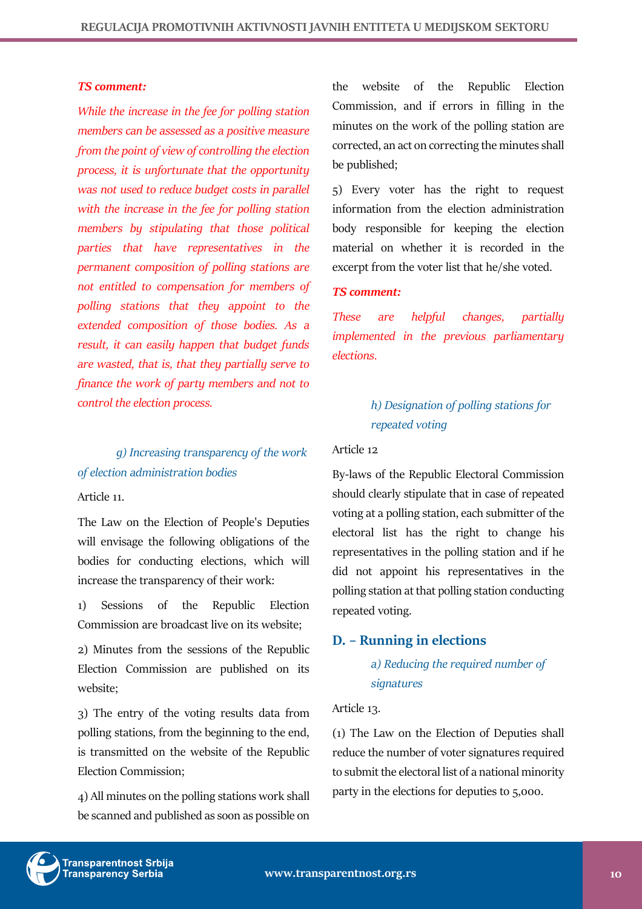***TS comment:***

*While the increase in the fee for polling station members can be assessed as a positive measure from the point of view of controlling the election process, it is unfortunate that the opportunity was not used to reduce budget costs in parallel with the increase in the fee for polling station members by stipulating that those political parties that have representatives in the permanent composition of polling stations are not entitled to compensation for members of polling stations that they appoint to the extended composition of those bodies. As a result, it can easily happen that budget funds are wasted, that is, that they partially serve to finance the work of party members and not to control the election process.*

### *g) Increasing transparency of the work of election administration bodies*

Article 11.

The Law on the Election of People's Deputies will envisage the following obligations of the bodies for conducting elections, which will increase the transparency of their work:

1) Sessions of the Republic Election Commission are broadcast live on its website;

2) Minutes from the sessions of the Republic Election Commission are published on its website;

3) The entry of the voting results data from polling stations, from the beginning to the end, is transmitted on the website of the Republic Election Commission;

4) All minutes on the polling stations work shall be scanned and published as soon as possible on the website of the Republic Election Commission, and if errors in filling in the minutes on the work of the polling station are corrected, an act on correcting the minutes shall be published;

5) Every voter has the right to request information from the election administration body responsible for keeping the election material on whether it is recorded in the excerpt from the voter list that he/she voted.

***TS comment:***

*These are helpful changes, partially implemented in the previous parliamentary elections.*

### *h) Designation of polling stations for repeated voting*

Article 12

By-laws of the Republic Electoral Commission should clearly stipulate that in case of repeated voting at a polling station, each submitter of the electoral list has the right to change his representatives in the polling station and if he did not appoint his representatives in the polling station at that polling station conducting repeated voting.

## D. – Running in elections

### *a) Reducing the required number of signatures*

Article 13.

(1) The Law on the Election of Deputies shall reduce the number of voter signatures required to submit the electoral list of a national minority party in the elections for deputies to 5,000.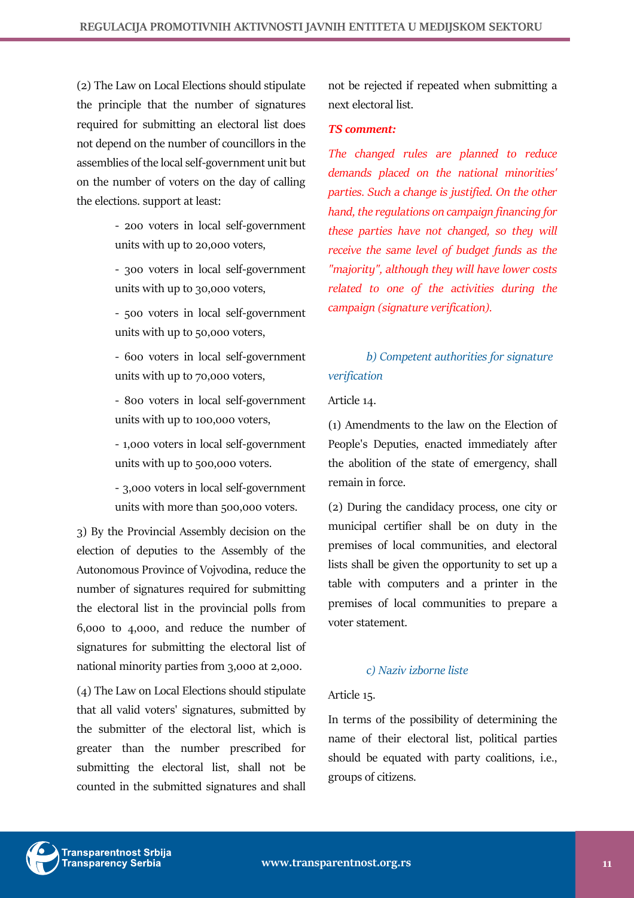(2) The Law on Local Elections should stipulate the principle that the number of signatures required for submitting an electoral list does not depend on the number of councillors in the assemblies of the local self-government unit but on the number of voters on the day of calling the elections. support at least:

- 200 voters in local self-government units with up to 20,000 voters,
- 300 voters in local self-government units with up to 30,000 voters,
- 500 voters in local self-government units with up to 50,000 voters,
- 600 voters in local self-government units with up to 70,000 voters,
- 800 voters in local self-government units with up to 100,000 voters,
- 1,000 voters in local self-government units with up to 500,000 voters.
- 3,000 voters in local self-government units with more than 500,000 voters.

3) By the Provincial Assembly decision on the election of deputies to the Assembly of the Autonomous Province of Vojvodina, reduce the number of signatures required for submitting the electoral list in the provincial polls from 6,000 to 4,000, and reduce the number of signatures for submitting the electoral list of national minority parties from 3,000 at 2,000.

(4) The Law on Local Elections should stipulate that all valid voters' signatures, submitted by the submitter of the electoral list, which is greater than the number prescribed for submitting the electoral list, shall not be counted in the submitted signatures and shall not be rejected if repeated when submitting a next electoral list.

***TS comment:***

*The changed rules are planned to reduce demands placed on the national minorities' parties. Such a change is justified. On the other hand, the regulations on campaign financing for these parties have not changed, so they will receive the same level of budget funds as the "majority", although they will have lower costs related to one of the activities during the campaign (signature verification).*

### *b) Competent authorities for signature verification*

Article 14.

(1) Amendments to the law on the Election of People's Deputies, enacted immediately after the abolition of the state of emergency, shall remain in force.

(2) During the candidacy process, one city or municipal certifier shall be on duty in the premises of local communities, and electoral lists shall be given the opportunity to set up a table with computers and a printer in the premises of local communities to prepare a voter statement.

### *c) Naziv izborne liste*

Article 15.

In terms of the possibility of determining the name of their electoral list, political parties should be equated with party coalitions, i.e., groups of citizens.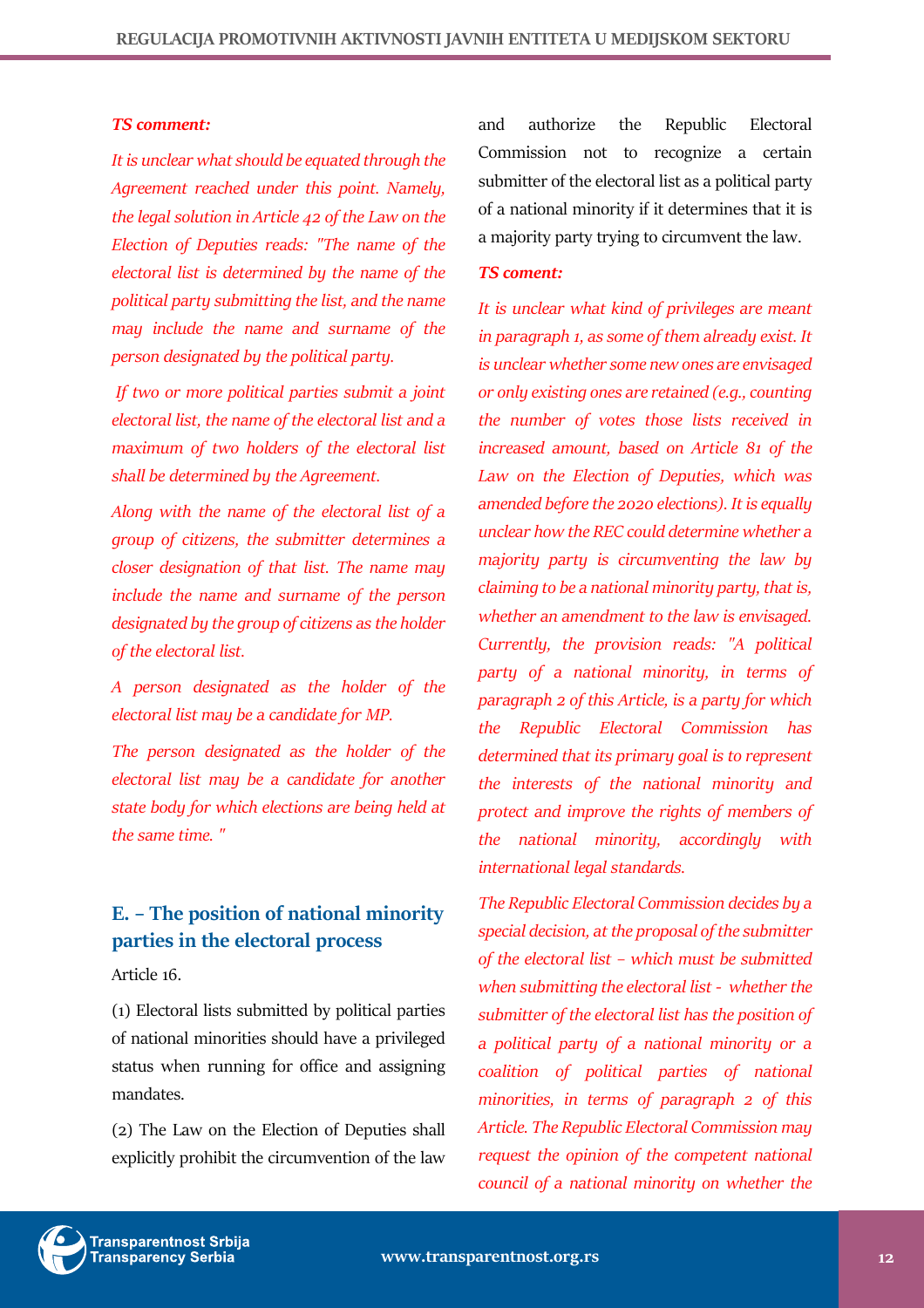***TS comment:***

*It is unclear what should be equated through the Agreement reached under this point. Namely, the legal solution in Article 42 of the Law on the Election of Deputies reads: "The name of the electoral list is determined by the name of the political party submitting the list, and the name may include the name and surname of the person designated by the political party.*

*If two or more political parties submit a joint electoral list, the name of the electoral list and a maximum of two holders of the electoral list shall be determined by the Agreement.*

*Along with the name of the electoral list of a group of citizens, the submitter determines a closer designation of that list. The name may include the name and surname of the person designated by the group of citizens as the holder of the electoral list.*

*A person designated as the holder of the electoral list may be a candidate for MP.*

*The person designated as the holder of the electoral list may be a candidate for another state body for which elections are being held at the same time. "*

## E. – The position of national minority parties in the electoral process

Article 16.

(1) Electoral lists submitted by political parties of national minorities should have a privileged status when running for office and assigning mandates.

(2) The Law on the Election of Deputies shall explicitly prohibit the circumvention of the law and authorize the Republic Electoral Commission not to recognize a certain submitter of the electoral list as a political party of a national minority if it determines that it is a majority party trying to circumvent the law.

***TS coment:***

*It is unclear what kind of privileges are meant in paragraph 1, as some of them already exist. It is unclear whether some new ones are envisaged or only existing ones are retained (e.g., counting the number of votes those lists received in increased amount, based on Article 81 of the Law on the Election of Deputies, which was amended before the 2020 elections). It is equally unclear how the REC could determine whether a majority party is circumventing the law by claiming to be a national minority party, that is, whether an amendment to the law is envisaged. Currently, the provision reads: "A political party of a national minority, in terms of paragraph 2 of this Article, is a party for which the Republic Electoral Commission has determined that its primary goal is to represent the interests of the national minority and protect and improve the rights of members of the national minority, accordingly with international legal standards.*

*The Republic Electoral Commission decides by a special decision, at the proposal of the submitter of the electoral list – which must be submitted when submitting the electoral list - whether the submitter of the electoral list has the position of a political party of a national minority or a coalition of political parties of national minorities, in terms of paragraph 2 of this Article. The Republic Electoral Commission may request the opinion of the competent national council of a national minority on whether the*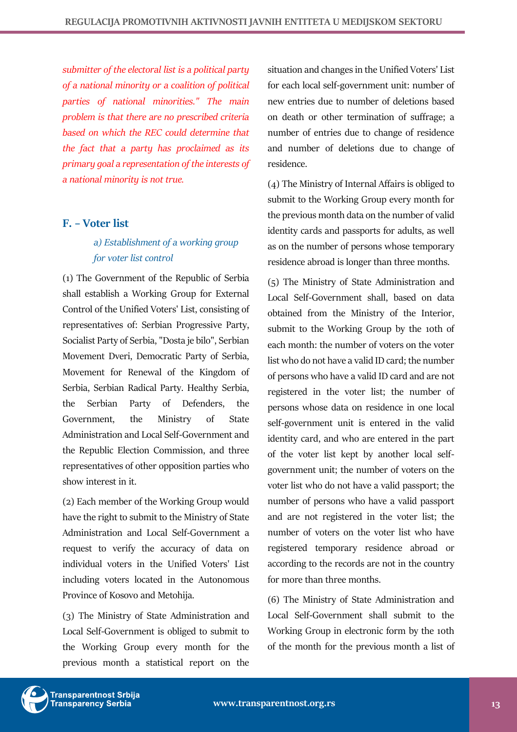*submitter of the electoral list is a political party of a national minority or a coalition of political parties of national minorities." The main problem is that there are no prescribed criteria based on which the REC could determine that the fact that a party has proclaimed as its primary goal a representation of the interests of a national minority is not true.*

## F. – Voter list

### *a) Establishment of a working group for voter list control*

(1) The Government of the Republic of Serbia shall establish a Working Group for External Control of the Unified Voters' List, consisting of representatives of: Serbian Progressive Party, Socialist Party of Serbia, "Dosta je bilo", Serbian Movement Dveri, Democratic Party of Serbia, Movement for Renewal of the Kingdom of Serbia, Serbian Radical Party. Healthy Serbia, the Serbian Party of Defenders, the Government, the Ministry of State Administration and Local Self-Government and the Republic Election Commission, and three representatives of other opposition parties who show interest in it.

(2) Each member of the Working Group would have the right to submit to the Ministry of State Administration and Local Self-Government a request to verify the accuracy of data on individual voters in the Unified Voters' List including voters located in the Autonomous Province of Kosovo and Metohija.

(3) The Ministry of State Administration and Local Self-Government is obliged to submit to the Working Group every month for the previous month a statistical report on the situation and changes in the Unified Voters' List for each local self-government unit: number of new entries due to number of deletions based on death or other termination of suffrage; a number of entries due to change of residence and number of deletions due to change of residence.

(4) The Ministry of Internal Affairs is obliged to submit to the Working Group every month for the previous month data on the number of valid identity cards and passports for adults, as well as on the number of persons whose temporary residence abroad is longer than three months.

(5) The Ministry of State Administration and Local Self-Government shall, based on data obtained from the Ministry of the Interior, submit to the Working Group by the 10th of each month: the number of voters on the voter list who do not have a valid ID card; the number of persons who have a valid ID card and are not registered in the voter list; the number of persons whose data on residence in one local self-government unit is entered in the valid identity card, and who are entered in the part of the voter list kept by another local self-government unit; the number of voters on the voter list who do not have a valid passport; the number of persons who have a valid passport and are not registered in the voter list; the number of voters on the voter list who have registered temporary residence abroad or according to the records are not in the country for more than three months.

(6) The Ministry of State Administration and Local Self-Government shall submit to the Working Group in electronic form by the 10th of the month for the previous month a list of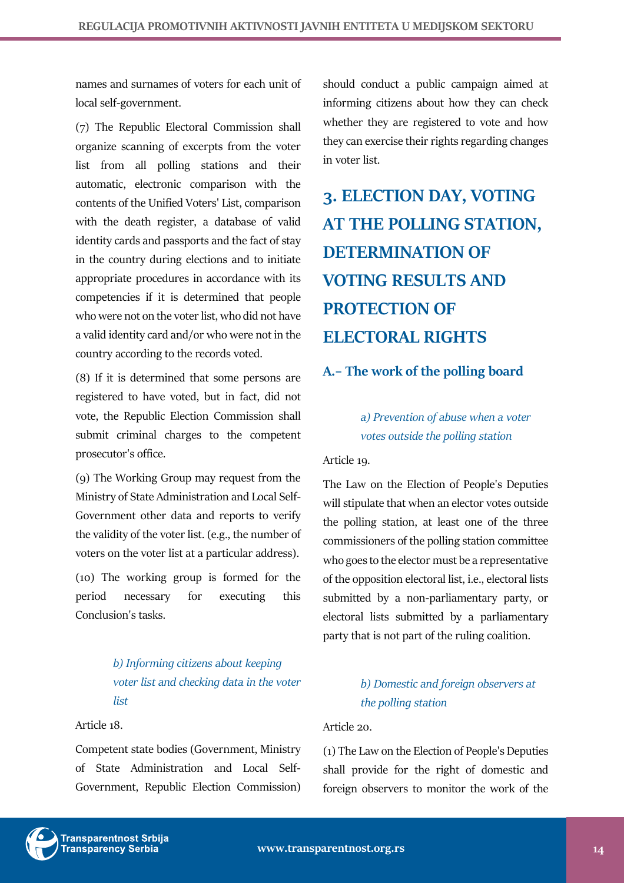names and surnames of voters for each unit of local self-government.

(7) The Republic Electoral Commission shall organize scanning of excerpts from the voter list from all polling stations and their automatic, electronic comparison with the contents of the Unified Voters' List, comparison with the death register, a database of valid identity cards and passports and the fact of stay in the country during elections and to initiate appropriate procedures in accordance with its competencies if it is determined that people who were not on the voter list, who did not have a valid identity card and/or who were not in the country according to the records voted.

(8) If it is determined that some persons are registered to have voted, but in fact, did not vote, the Republic Election Commission shall submit criminal charges to the competent prosecutor's office.

(9) The Working Group may request from the Ministry of State Administration and Local Self-Government other data and reports to verify the validity of the voter list. (e.g., the number of voters on the voter list at a particular address).

(10) The working group is formed for the period necessary for executing this Conclusion's tasks.

#### *b) Informing citizens about keeping voter list and checking data in the voter list*

Article 18.

Competent state bodies (Government, Ministry of State Administration and Local Self-Government, Republic Election Commission) should conduct a public campaign aimed at informing citizens about how they can check whether they are registered to vote and how they can exercise their rights regarding changes in voter list.

## 3. ELECTION DAY, VOTING AT THE POLLING STATION, DETERMINATION OF VOTING RESULTS AND PROTECTION OF ELECTORAL RIGHTS

### A.- The work of the polling board

#### *a) Prevention of abuse when a voter votes outside the polling station*

Article 19.

The Law on the Election of People's Deputies will stipulate that when an elector votes outside the polling station, at least one of the three commissioners of the polling station committee who goes to the elector must be a representative of the opposition electoral list, i.e., electoral lists submitted by a non-parliamentary party, or electoral lists submitted by a parliamentary party that is not part of the ruling coalition.

#### *b) Domestic and foreign observers at the polling station*

Article 20.

(1) The Law on the Election of People's Deputies shall provide for the right of domestic and foreign observers to monitor the work of the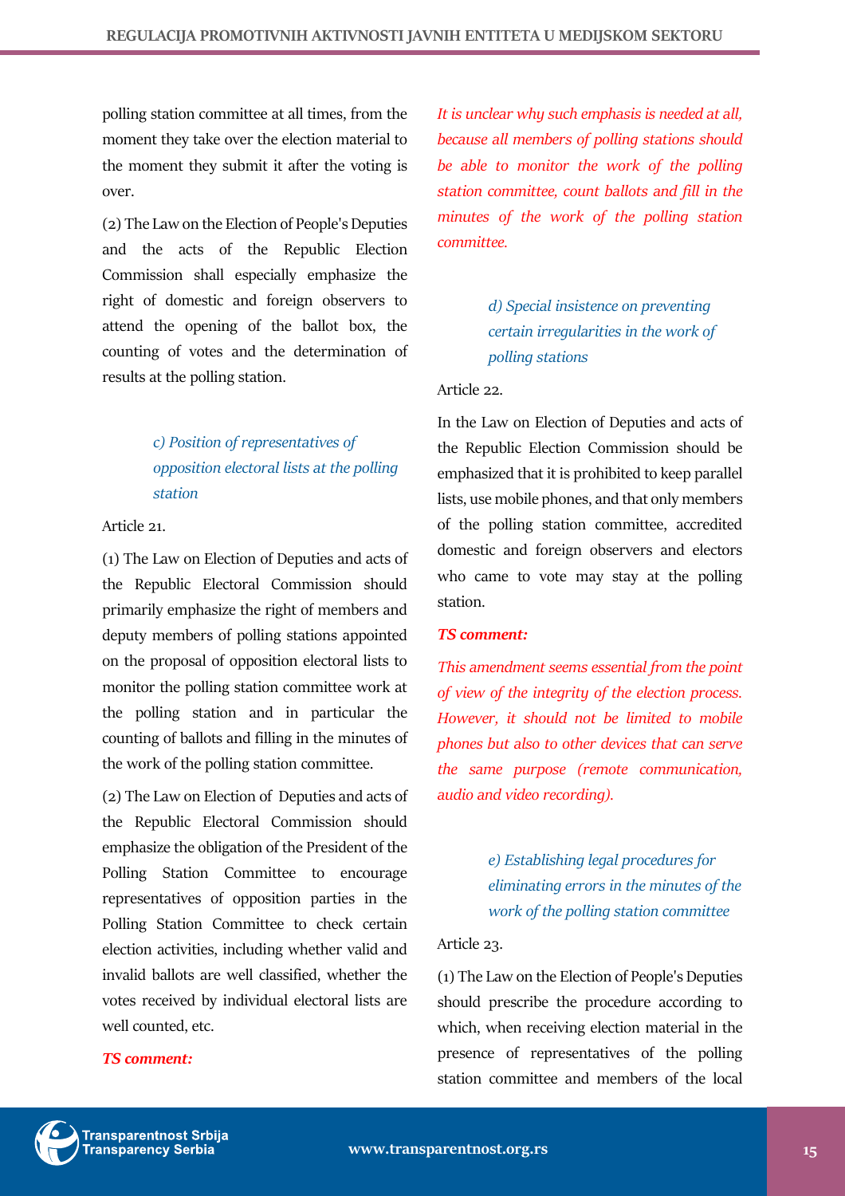polling station committee at all times, from the moment they take over the election material to the moment they submit it after the voting is over.

(2) The Law on the Election of People's Deputies and the acts of the Republic Election Commission shall especially emphasize the right of domestic and foreign observers to attend the opening of the ballot box, the counting of votes and the determination of results at the polling station.

### *c) Position of representatives of opposition electoral lists at the polling station*

Article 21.

(1) The Law on Election of Deputies and acts of the Republic Electoral Commission should primarily emphasize the right of members and deputy members of polling stations appointed on the proposal of opposition electoral lists to monitor the polling station committee work at the polling station and in particular the counting of ballots and filling in the minutes of the work of the polling station committee.

(2) The Law on Election of Deputies and acts of the Republic Electoral Commission should emphasize the obligation of the President of the Polling Station Committee to encourage representatives of opposition parties in the Polling Station Committee to check certain election activities, including whether valid and invalid ballots are well classified, whether the votes received by individual electoral lists are well counted, etc.

***TS comment:***

*It is unclear why such emphasis is needed at all, because all members of polling stations should be able to monitor the work of the polling station committee, count ballots and fill in the minutes of the work of the polling station committee.*

### *d) Special insistence on preventing certain irregularities in the work of polling stations*

Article 22.

In the Law on Election of Deputies and acts of the Republic Election Commission should be emphasized that it is prohibited to keep parallel lists, use mobile phones, and that only members of the polling station committee, accredited domestic and foreign observers and electors who came to vote may stay at the polling station.

***TS comment:***

*This amendment seems essential from the point of view of the integrity of the election process. However, it should not be limited to mobile phones but also to other devices that can serve the same purpose (remote communication, audio and video recording).*

### *e) Establishing legal procedures for eliminating errors in the minutes of the work of the polling station committee*

Article 23.

(1) The Law on the Election of People's Deputies should prescribe the procedure according to which, when receiving election material in the presence of representatives of the polling station committee and members of the local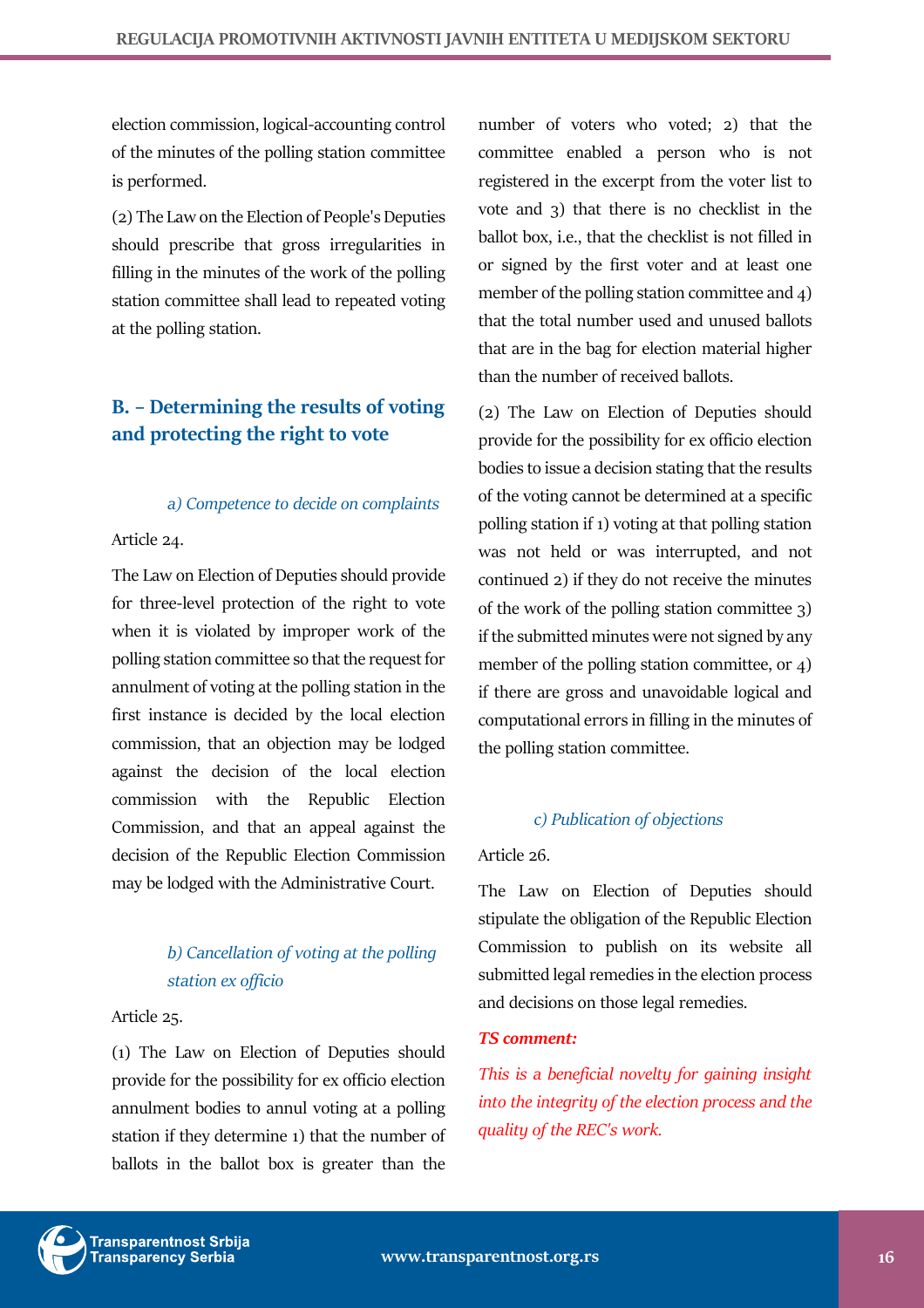election commission, logical-accounting control of the minutes of the polling station committee is performed.

(2) The Law on the Election of People's Deputies should prescribe that gross irregularities in filling in the minutes of the work of the polling station committee shall lead to repeated voting at the polling station.

## B. – Determining the results of voting and protecting the right to vote

### *a) Competence to decide on complaints*

Article 24.

The Law on Election of Deputies should provide for three-level protection of the right to vote when it is violated by improper work of the polling station committee so that the request for annulment of voting at the polling station in the first instance is decided by the local election commission, that an objection may be lodged against the decision of the local election commission with the Republic Election Commission, and that an appeal against the decision of the Republic Election Commission may be lodged with the Administrative Court.

### *b) Cancellation of voting at the polling station ex officio*

Article 25.

(1) The Law on Election of Deputies should provide for the possibility for ex officio election annulment bodies to annul voting at a polling station if they determine 1) that the number of ballots in the ballot box is greater than the number of voters who voted; 2) that the committee enabled a person who is not registered in the excerpt from the voter list to vote and 3) that there is no checklist in the ballot box, i.e., that the checklist is not filled in or signed by the first voter and at least one member of the polling station committee and 4) that the total number used and unused ballots that are in the bag for election material higher than the number of received ballots.

(2) The Law on Election of Deputies should provide for the possibility for ex officio election bodies to issue a decision stating that the results of the voting cannot be determined at a specific polling station if 1) voting at that polling station was not held or was interrupted, and not continued 2) if they do not receive the minutes of the work of the polling station committee 3) if the submitted minutes were not signed by any member of the polling station committee, or 4) if there are gross and unavoidable logical and computational errors in filling in the minutes of the polling station committee.

### *c) Publication of objections*

Article 26.

The Law on Election of Deputies should stipulate the obligation of the Republic Election Commission to publish on its website all submitted legal remedies in the election process and decisions on those legal remedies.

***TS comment:***

*This is a beneficial novelty for gaining insight into the integrity of the election process and the quality of the REC's work.*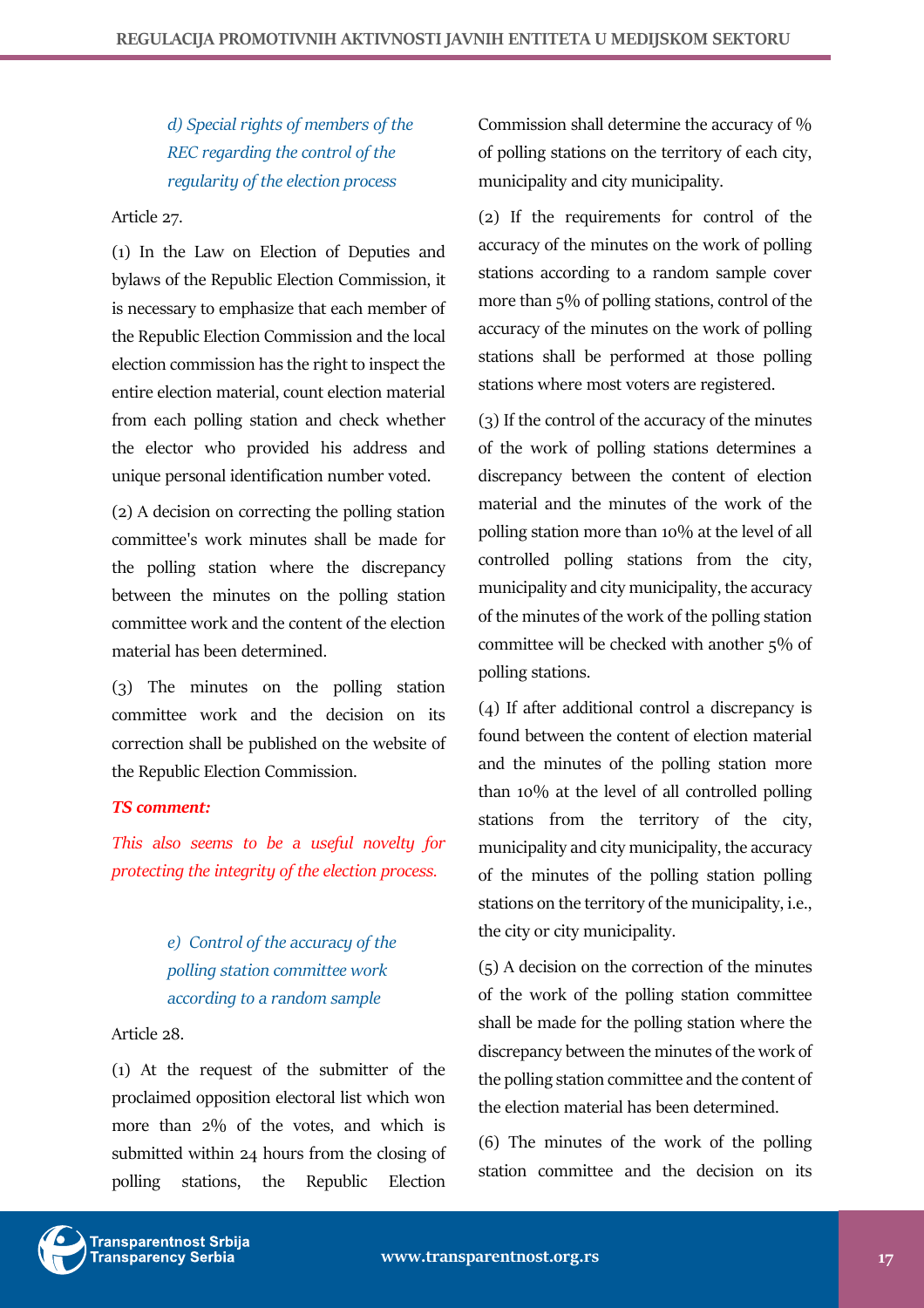*d) Special rights of members of the REC regarding the control of the regularity of the election process*

Article 27.

(1) In the Law on Election of Deputies and bylaws of the Republic Election Commission, it is necessary to emphasize that each member of the Republic Election Commission and the local election commission has the right to inspect the entire election material, count election material from each polling station and check whether the elector who provided his address and unique personal identification number voted.

(2) A decision on correcting the polling station committee's work minutes shall be made for the polling station where the discrepancy between the minutes on the polling station committee work and the content of the election material has been determined.

(3) The minutes on the polling station committee work and the decision on its correction shall be published on the website of the Republic Election Commission.

***TS comment:***

*This also seems to be a useful novelty for protecting the integrity of the election process.*

*e) Control of the accuracy of the polling station committee work according to a random sample*

Article 28.

(1) At the request of the submitter of the proclaimed opposition electoral list which won more than 2% of the votes, and which is submitted within 24 hours from the closing of polling stations, the Republic Election Commission shall determine the accuracy of % of polling stations on the territory of each city, municipality and city municipality.

(2) If the requirements for control of the accuracy of the minutes on the work of polling stations according to a random sample cover more than 5% of polling stations, control of the accuracy of the minutes on the work of polling stations shall be performed at those polling stations where most voters are registered.

(3) If the control of the accuracy of the minutes of the work of polling stations determines a discrepancy between the content of election material and the minutes of the work of the polling station more than 10% at the level of all controlled polling stations from the city, municipality and city municipality, the accuracy of the minutes of the work of the polling station committee will be checked with another 5% of polling stations.

(4) If after additional control a discrepancy is found between the content of election material and the minutes of the polling station more than 10% at the level of all controlled polling stations from the territory of the city, municipality and city municipality, the accuracy of the minutes of the polling station polling stations on the territory of the municipality, i.e., the city or city municipality.

(5) A decision on the correction of the minutes of the work of the polling station committee shall be made for the polling station where the discrepancy between the minutes of the work of the polling station committee and the content of the election material has been determined.

(6) The minutes of the work of the polling station committee and the decision on its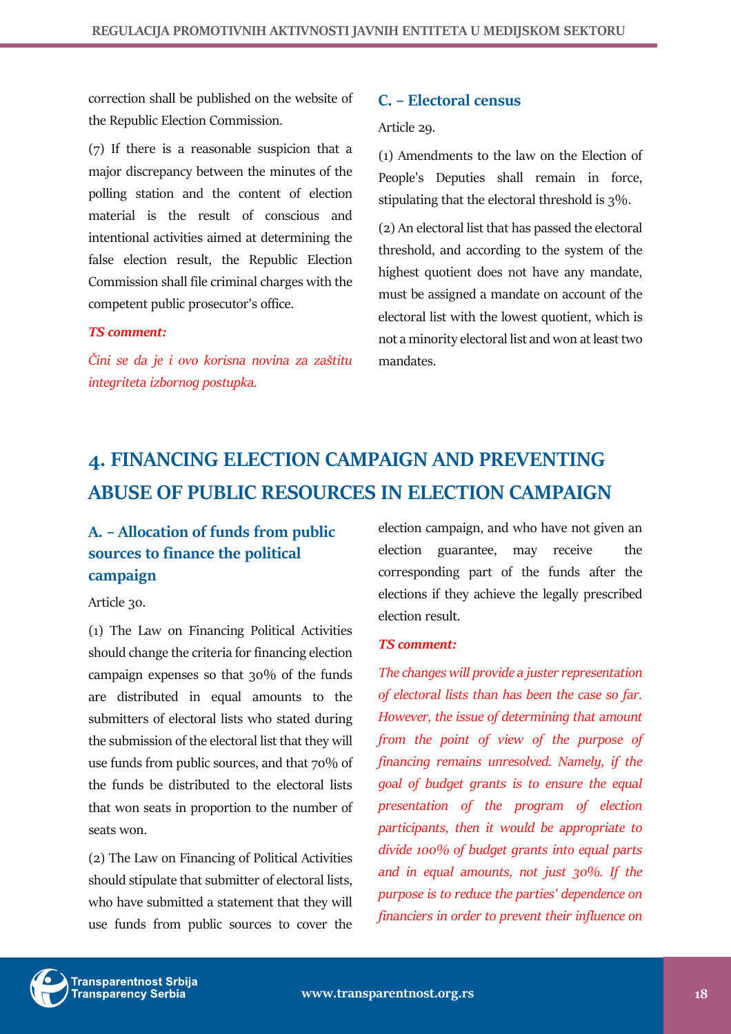correction shall be published on the website of the Republic Election Commission.

(7) If there is a reasonable suspicion that a major discrepancy between the minutes of the polling station and the content of election material is the result of conscious and intentional activities aimed at determining the false election result, the Republic Election Commission shall file criminal charges with the competent public prosecutor's office.

***TS comment:***

*Čini se da je i ovo korisna novina za zaštitu integriteta izbornog postupka.*

### C. – Electoral census

Article 29.

(1) Amendments to the law on the Election of People's Deputies shall remain in force, stipulating that the electoral threshold is 3%.

(2) An electoral list that has passed the electoral threshold, and according to the system of the highest quotient does not have any mandate, must be assigned a mandate on account of the electoral list with the lowest quotient, which is not a minority electoral list and won at least two mandates.

## 4. FINANCING ELECTION CAMPAIGN AND PREVENTING ABUSE OF PUBLIC RESOURCES IN ELECTION CAMPAIGN

### A. – Allocation of funds from public sources to finance the political campaign

Article 30.

(1) The Law on Financing Political Activities should change the criteria for financing election campaign expenses so that 30% of the funds are distributed in equal amounts to the submitters of electoral lists who stated during the submission of the electoral list that they will use funds from public sources, and that 70% of the funds be distributed to the electoral lists that won seats in proportion to the number of seats won.

(2) The Law on Financing of Political Activities should stipulate that submitter of electoral lists, who have submitted a statement that they will use funds from public sources to cover the election campaign, and who have not given an election guarantee, may receive the corresponding part of the funds after the elections if they achieve the legally prescribed election result.

***TS comment:***

*The changes will provide a juster representation of electoral lists than has been the case so far. However, the issue of determining that amount from the point of view of the purpose of financing remains unresolved. Namely, if the goal of budget grants is to ensure the equal presentation of the program of election participants, then it would be appropriate to divide 100% of budget grants into equal parts and in equal amounts, not just 30%. If the purpose is to reduce the parties' dependence on financiers in order to prevent their influence on*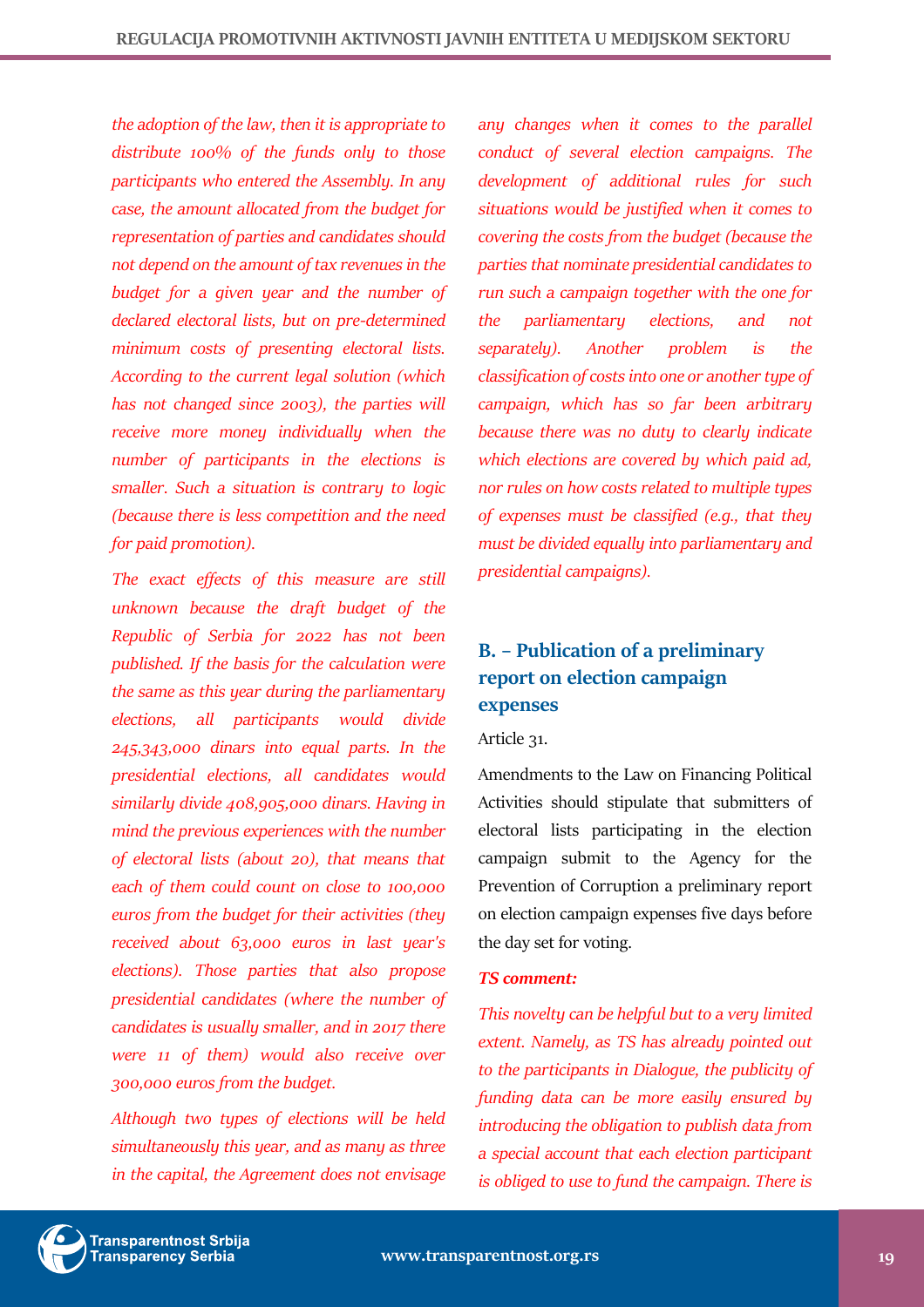*the adoption of the law, then it is appropriate to distribute 100% of the funds only to those participants who entered the Assembly. In any case, the amount allocated from the budget for representation of parties and candidates should not depend on the amount of tax revenues in the budget for a given year and the number of declared electoral lists, but on pre-determined minimum costs of presenting electoral lists. According to the current legal solution (which has not changed since 2003), the parties will receive more money individually when the number of participants in the elections is smaller. Such a situation is contrary to logic (because there is less competition and the need for paid promotion).*

*The exact effects of this measure are still unknown because the draft budget of the Republic of Serbia for 2022 has not been published. If the basis for the calculation were the same as this year during the parliamentary elections, all participants would divide 245,343,000 dinars into equal parts. In the presidential elections, all candidates would similarly divide 408,905,000 dinars. Having in mind the previous experiences with the number of electoral lists (about 20), that means that each of them could count on close to 100,000 euros from the budget for their activities (they received about 63,000 euros in last year's elections). Those parties that also propose presidential candidates (where the number of candidates is usually smaller, and in 2017 there were 11 of them) would also receive over 300,000 euros from the budget.*

*Although two types of elections will be held simultaneously this year, and as many as three in the capital, the Agreement does not envisage any changes when it comes to the parallel conduct of several election campaigns. The development of additional rules for such situations would be justified when it comes to covering the costs from the budget (because the parties that nominate presidential candidates to run such a campaign together with the one for the parliamentary elections, and not separately). Another problem is the classification of costs into one or another type of campaign, which has so far been arbitrary because there was no duty to clearly indicate which elections are covered by which paid ad, nor rules on how costs related to multiple types of expenses must be classified (e.g., that they must be divided equally into parliamentary and presidential campaigns).*

### B. – Publication of a preliminary report on election campaign expenses

Article 31.

Amendments to the Law on Financing Political Activities should stipulate that submitters of electoral lists participating in the election campaign submit to the Agency for the Prevention of Corruption a preliminary report on election campaign expenses five days before the day set for voting.

***TS comment:***

*This novelty can be helpful but to a very limited extent. Namely, as TS has already pointed out to the participants in Dialogue, the publicity of funding data can be more easily ensured by introducing the obligation to publish data from a special account that each election participant is obliged to use to fund the campaign. There is*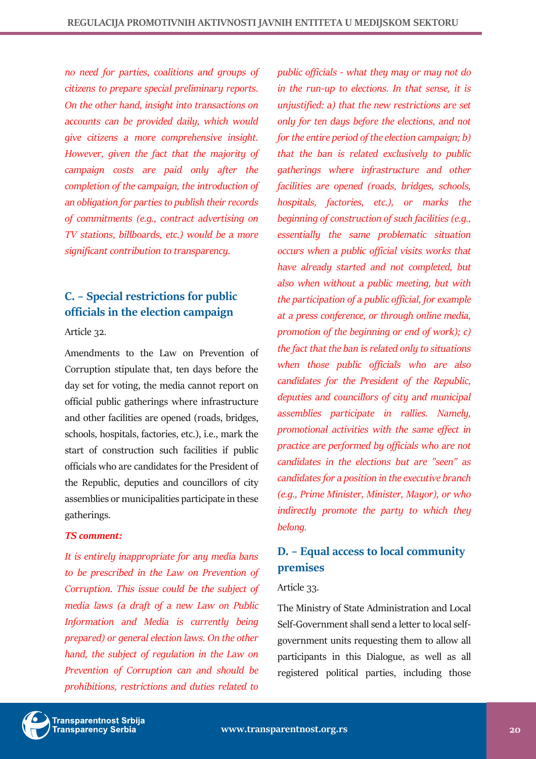*no need for parties, coalitions and groups of citizens to prepare special preliminary reports. On the other hand, insight into transactions on accounts can be provided daily, which would give citizens a more comprehensive insight. However, given the fact that the majority of campaign costs are paid only after the completion of the campaign, the introduction of an obligation for parties to publish their records of commitments (e.g., contract advertising on TV stations, billboards, etc.) would be a more significant contribution to transparency.*

## C. – Special restrictions for public officials in the election campaign

Article 32.

Amendments to the Law on Prevention of Corruption stipulate that, ten days before the day set for voting, the media cannot report on official public gatherings where infrastructure and other facilities are opened (roads, bridges, schools, hospitals, factories, etc.), i.e., mark the start of construction such facilities if public officials who are candidates for the President of the Republic, deputies and councillors of city assemblies or municipalities participate in these gatherings.

***TS comment:***

*It is entirely inappropriate for any media bans to be prescribed in the Law on Prevention of Corruption. This issue could be the subject of media laws (a draft of a new Law on Public Information and Media is currently being prepared) or general election laws. On the other hand, the subject of regulation in the Law on Prevention of Corruption can and should be prohibitions, restrictions and duties related to public officials - what they may or may not do in the run-up to elections. In that sense, it is unjustified: a) that the new restrictions are set only for ten days before the elections, and not for the entire period of the election campaign; b) that the ban is related exclusively to public gatherings where infrastructure and other facilities are opened (roads, bridges, schools, hospitals, factories, etc.), or marks the beginning of construction of such facilities (e.g., essentially the same problematic situation occurs when a public official visits works that have already started and not completed, but also when without a public meeting, but with the participation of a public official, for example at a press conference, or through online media, promotion of the beginning or end of work); c) the fact that the ban is related only to situations when those public officials who are also candidates for the President of the Republic, deputies and councillors of city and municipal assemblies participate in rallies. Namely, promotional activities with the same effect in practice are performed by officials who are not candidates in the elections but are "seen" as candidates for a position in the executive branch (e.g., Prime Minister, Minister, Mayor), or who indirectly promote the party to which they belong.*

## D. – Equal access to local community premises

Article 33.

The Ministry of State Administration and Local Self-Government shall send a letter to local self-government units requesting them to allow all participants in this Dialogue, as well as all registered political parties, including those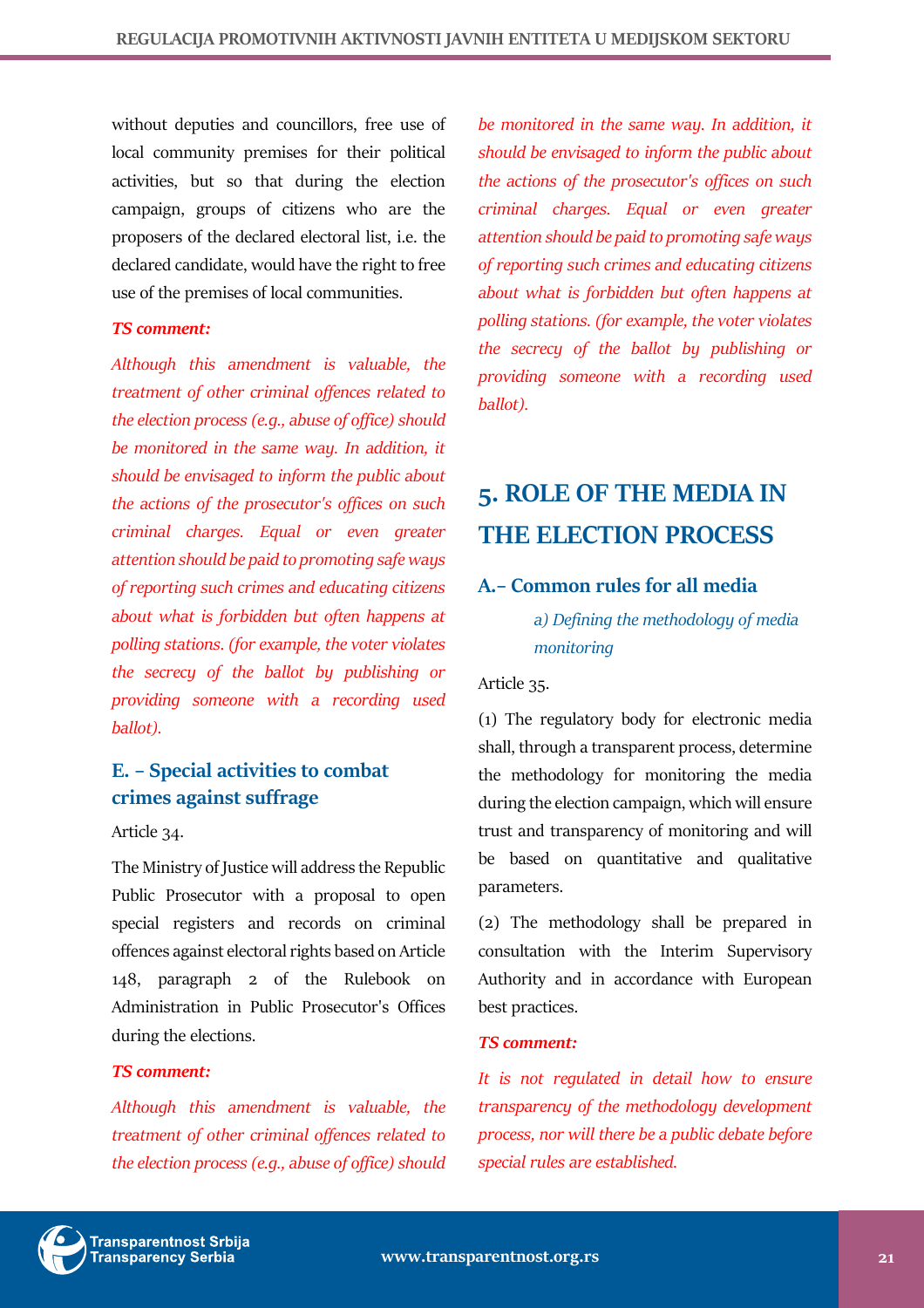without deputies and councillors, free use of local community premises for their political activities, but so that during the election campaign, groups of citizens who are the proposers of the declared electoral list, i.e. the declared candidate, would have the right to free use of the premises of local communities.

***TS comment:***

*Although this amendment is valuable, the treatment of other criminal offences related to the election process (e.g., abuse of office) should be monitored in the same way. In addition, it should be envisaged to inform the public about the actions of the prosecutor's offices on such criminal charges. Equal or even greater attention should be paid to promoting safe ways of reporting such crimes and educating citizens about what is forbidden but often happens at polling stations. (for example, the voter violates the secrecy of the ballot by publishing or providing someone with a recording used ballot).*

### E. – Special activities to combat crimes against suffrage

Article 34.

The Ministry of Justice will address the Republic Public Prosecutor with a proposal to open special registers and records on criminal offences against electoral rights based on Article 148, paragraph 2 of the Rulebook on Administration in Public Prosecutor's Offices during the elections.

***TS comment:***

*Although this amendment is valuable, the treatment of other criminal offences related to the election process (e.g., abuse of office) should be monitored in the same way. In addition, it should be envisaged to inform the public about the actions of the prosecutor's offices on such criminal charges. Equal or even greater attention should be paid to promoting safe ways of reporting such crimes and educating citizens about what is forbidden but often happens at polling stations. (for example, the voter violates the secrecy of the ballot by publishing or providing someone with a recording used ballot).*

## 5. ROLE OF THE MEDIA IN THE ELECTION PROCESS

### A.– Common rules for all media

*a) Defining the methodology of media monitoring*

Article 35.

(1) The regulatory body for electronic media shall, through a transparent process, determine the methodology for monitoring the media during the election campaign, which will ensure trust and transparency of monitoring and will be based on quantitative and qualitative parameters.

(2) The methodology shall be prepared in consultation with the Interim Supervisory Authority and in accordance with European best practices.

***TS comment:***

*It is not regulated in detail how to ensure transparency of the methodology development process, nor will there be a public debate before special rules are established.*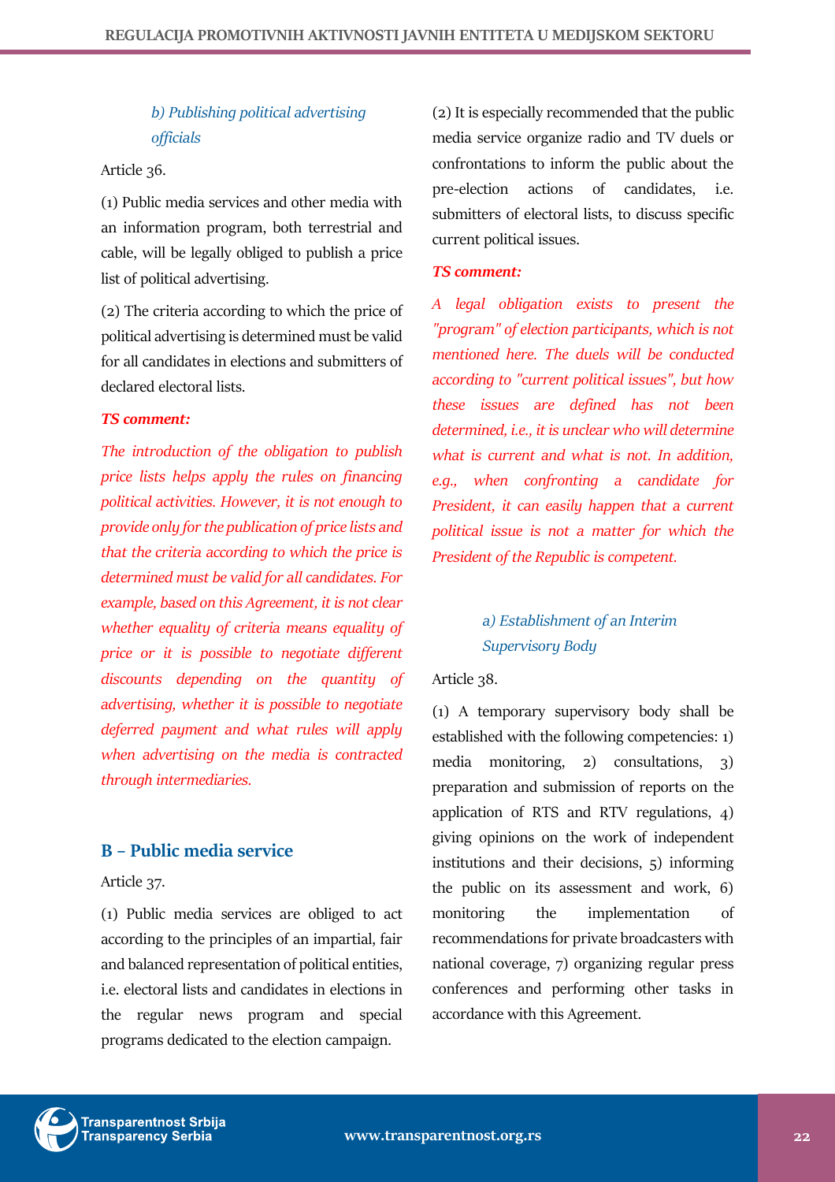*b) Publishing political advertising officials*

Article 36.

(1) Public media services and other media with an information program, both terrestrial and cable, will be legally obliged to publish a price list of political advertising.

(2) The criteria according to which the price of political advertising is determined must be valid for all candidates in elections and submitters of declared electoral lists.

***TS comment:***

*The introduction of the obligation to publish price lists helps apply the rules on financing political activities. However, it is not enough to provide only for the publication of price lists and that the criteria according to which the price is determined must be valid for all candidates. For example, based on this Agreement, it is not clear whether equality of criteria means equality of price or it is possible to negotiate different discounts depending on the quantity of advertising, whether it is possible to negotiate deferred payment and what rules will apply when advertising on the media is contracted through intermediaries.*

## B – Public media service

Article 37.

(1) Public media services are obliged to act according to the principles of an impartial, fair and balanced representation of political entities, i.e. electoral lists and candidates in elections in the regular news program and special programs dedicated to the election campaign.

(2) It is especially recommended that the public media service organize radio and TV duels or confrontations to inform the public about the pre-election actions of candidates, i.e. submitters of electoral lists, to discuss specific current political issues.

***TS comment:***

*A legal obligation exists to present the "program" of election participants, which is not mentioned here. The duels will be conducted according to "current political issues", but how these issues are defined has not been determined, i.e., it is unclear who will determine what is current and what is not. In addition, e.g., when confronting a candidate for President, it can easily happen that a current political issue is not a matter for which the President of the Republic is competent.*

*a) Establishment of an Interim Supervisory Body*

Article 38.

(1) A temporary supervisory body shall be established with the following competencies: 1) media monitoring, 2) consultations, 3) preparation and submission of reports on the application of RTS and RTV regulations, 4) giving opinions on the work of independent institutions and their decisions, 5) informing the public on its assessment and work, 6) monitoring the implementation of recommendations for private broadcasters with national coverage, 7) organizing regular press conferences and performing other tasks in accordance with this Agreement.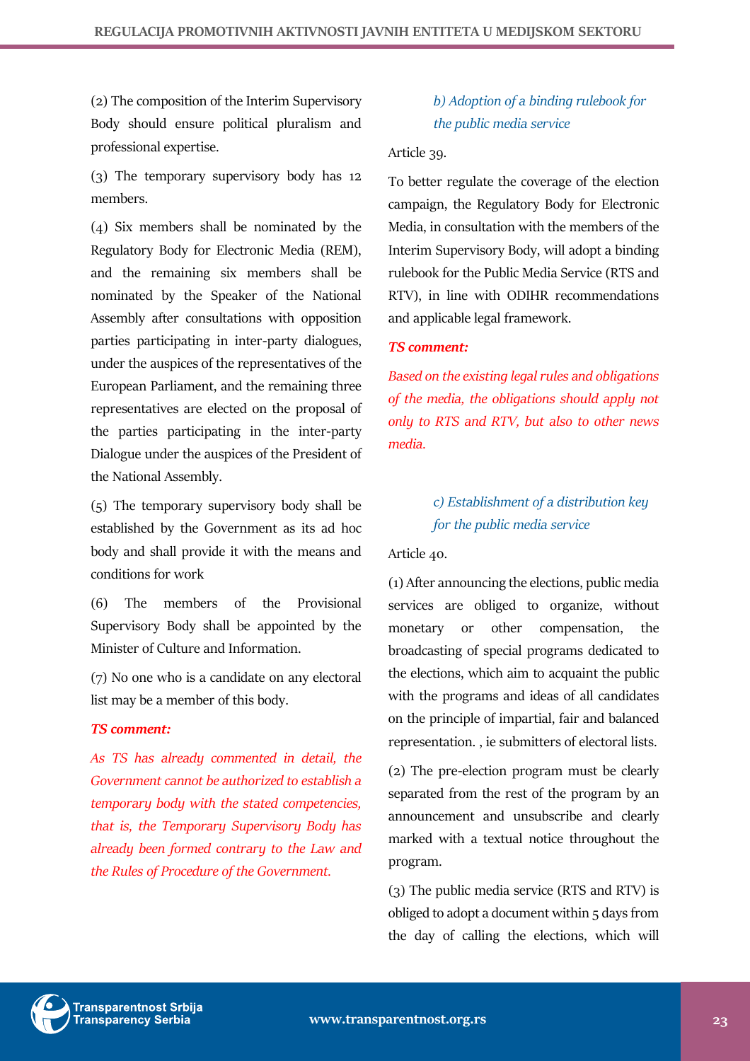(2) The composition of the Interim Supervisory Body should ensure political pluralism and professional expertise.

(3) The temporary supervisory body has 12 members.

(4) Six members shall be nominated by the Regulatory Body for Electronic Media (REM), and the remaining six members shall be nominated by the Speaker of the National Assembly after consultations with opposition parties participating in inter-party dialogues, under the auspices of the representatives of the European Parliament, and the remaining three representatives are elected on the proposal of the parties participating in the inter-party Dialogue under the auspices of the President of the National Assembly.

(5) The temporary supervisory body shall be established by the Government as its ad hoc body and shall provide it with the means and conditions for work

(6) The members of the Provisional Supervisory Body shall be appointed by the Minister of Culture and Information.

(7) No one who is a candidate on any electoral list may be a member of this body.

***TS comment:***

*As TS has already commented in detail, the Government cannot be authorized to establish a temporary body with the stated competencies, that is, the Temporary Supervisory Body has already been formed contrary to the Law and the Rules of Procedure of the Government.*

### *b) Adoption of a binding rulebook for the public media service*

Article 39.

To better regulate the coverage of the election campaign, the Regulatory Body for Electronic Media, in consultation with the members of the Interim Supervisory Body, will adopt a binding rulebook for the Public Media Service (RTS and RTV), in line with ODIHR recommendations and applicable legal framework.

***TS comment:***

*Based on the existing legal rules and obligations of the media, the obligations should apply not only to RTS and RTV, but also to other news media.*

### *c) Establishment of a distribution key for the public media service*

Article 40.

(1) After announcing the elections, public media services are obliged to organize, without monetary or other compensation, the broadcasting of special programs dedicated to the elections, which aim to acquaint the public with the programs and ideas of all candidates on the principle of impartial, fair and balanced representation. , ie submitters of electoral lists.

(2) The pre-election program must be clearly separated from the rest of the program by an announcement and unsubscribe and clearly marked with a textual notice throughout the program.

(3) The public media service (RTS and RTV) is obliged to adopt a document within 5 days from the day of calling the elections, which will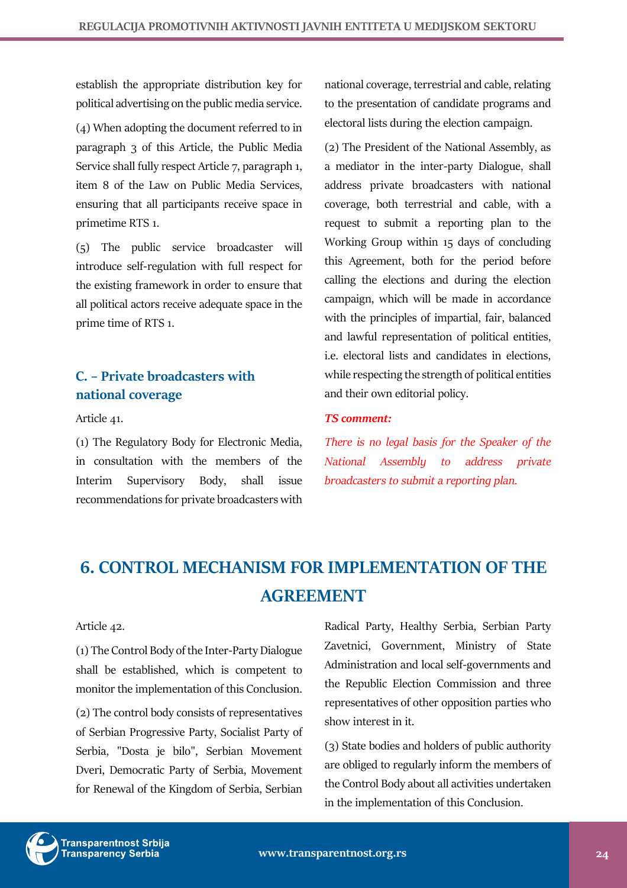establish the appropriate distribution key for political advertising on the public media service.

(4) When adopting the document referred to in paragraph 3 of this Article, the Public Media Service shall fully respect Article 7, paragraph 1, item 8 of the Law on Public Media Services, ensuring that all participants receive space in primetime RTS 1.

(5) The public service broadcaster will introduce self-regulation with full respect for the existing framework in order to ensure that all political actors receive adequate space in the prime time of RTS 1.

### C. – Private broadcasters with national coverage

Article 41.

(1) The Regulatory Body for Electronic Media, in consultation with the members of the Interim Supervisory Body, shall issue recommendations for private broadcasters with national coverage, terrestrial and cable, relating to the presentation of candidate programs and electoral lists during the election campaign.

(2) The President of the National Assembly, as a mediator in the inter-party Dialogue, shall address private broadcasters with national coverage, both terrestrial and cable, with a request to submit a reporting plan to the Working Group within 15 days of concluding this Agreement, both for the period before calling the elections and during the election campaign, which will be made in accordance with the principles of impartial, fair, balanced and lawful representation of political entities, i.e. electoral lists and candidates in elections, while respecting the strength of political entities and their own editorial policy.

***TS comment:***

*There is no legal basis for the Speaker of the National Assembly to address private broadcasters to submit a reporting plan.*

## 6. CONTROL MECHANISM FOR IMPLEMENTATION OF THE AGREEMENT

Article 42.

(1) The Control Body of the Inter-Party Dialogue shall be established, which is competent to monitor the implementation of this Conclusion.

(2) The control body consists of representatives of Serbian Progressive Party, Socialist Party of Serbia, "Dosta je bilo", Serbian Movement Dveri, Democratic Party of Serbia, Movement for Renewal of the Kingdom of Serbia, Serbian Radical Party, Healthy Serbia, Serbian Party Zavetnici, Government, Ministry of State Administration and local self-governments and the Republic Election Commission and three representatives of other opposition parties who show interest in it.

(3) State bodies and holders of public authority are obliged to regularly inform the members of the Control Body about all activities undertaken in the implementation of this Conclusion.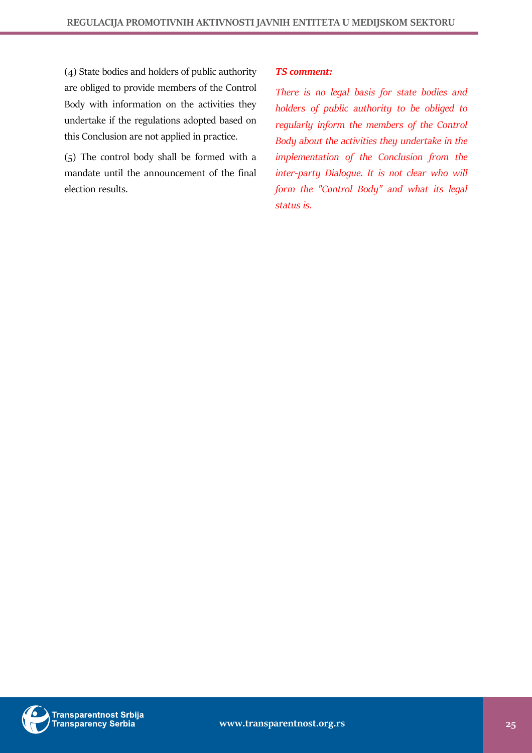(4) State bodies and holders of public authority are obliged to provide members of the Control Body with information on the activities they undertake if the regulations adopted based on this Conclusion are not applied in practice.

(5) The control body shall be formed with a mandate until the announcement of the final election results.

***TS comment:***

*There is no legal basis for state bodies and holders of public authority to be obliged to regularly inform the members of the Control Body about the activities they undertake in the implementation of the Conclusion from the inter-party Dialogue. It is not clear who will form the "Control Body" and what its legal status is.*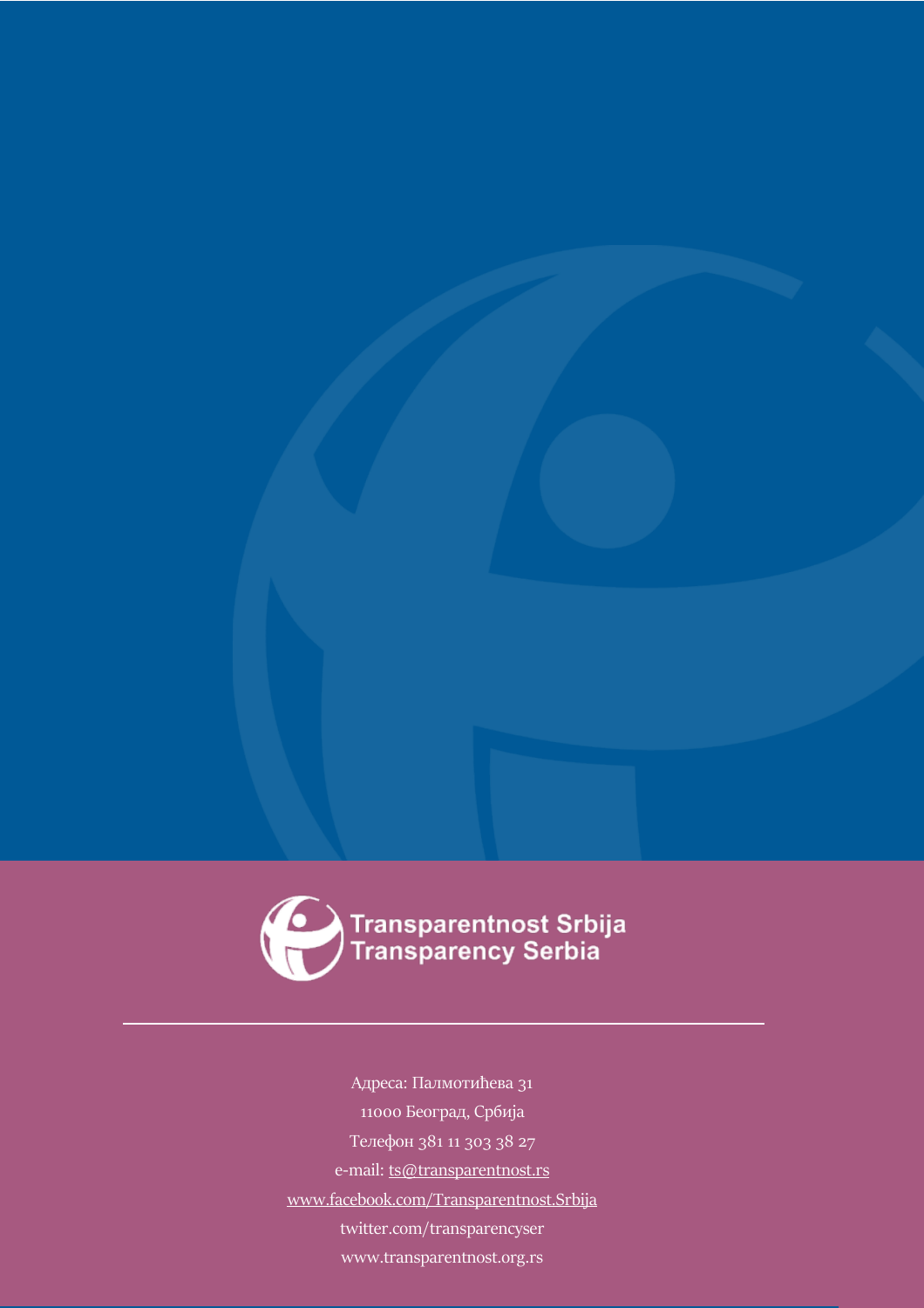Transparentnost Srbija
Transparency Serbia

Адреса: Палмотићева 31
11000 Београд, Србија
Телефон 381 11 303 38 27
e-mail: ts@transparentnost.rs
www.facebook.com/Transparentnost.Srbija
twitter.com/transparencyser
www.transparentnost.org.rs